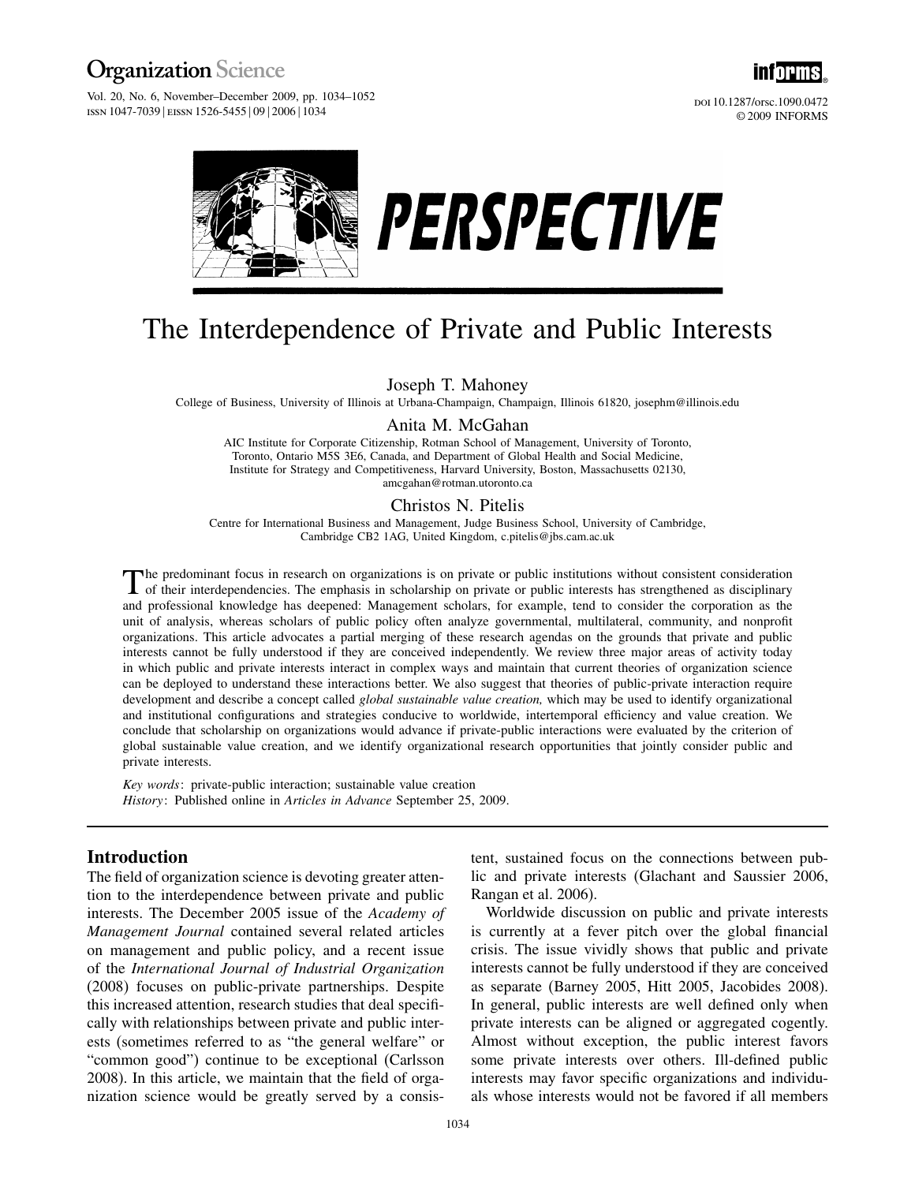PERSPECTIVE

# The Interdependence of Private and Public Interests

Joseph T. Mahoney

College of Business, University of Illinois at Urbana-Champaign, Champaign, Illinois 61820, josephm@illinois.edu

Anita M. McGahan

AIC Institute for Corporate Citizenship, Rotman School of Management, University of Toronto, Toronto, Ontario M5S 3E6, Canada, and Department of Global Health and Social Medicine, Institute for Strategy and Competitiveness, Harvard University, Boston, Massachusetts 02130, amcgahan@rotman.utoronto.ca

Christos N. Pitelis

Centre for International Business and Management, Judge Business School, University of Cambridge, Cambridge CB2 1AG, United Kingdom, c.pitelis@jbs.cam.ac.uk

The predominant focus in research on organizations is on private or public institutions without consistent consideration of their interdependencies. The emphasis in scholarship on private or public interests has strengthened as disciplinary and professional knowledge has deepened: Management scholars, for example, tend to consider the corporation as the unit of analysis, whereas scholars of public policy often analyze governmental, multilateral, community, and nonprofit organizations. This article advocates a partial merging of these research agendas on the grounds that private and public interests cannot be fully understood if they are conceived independently. We review three major areas of activity today in which public and private interests interact in complex ways and maintain that current theories of organization science can be deployed to understand these interactions better. We also suggest that theories of public-private interaction require development and describe a concept called *global sustainable value creation,* which may be used to identify organizational and institutional configurations and strategies conducive to worldwide, intertemporal efficiency and value creation. We conclude that scholarship on organizations would advance if private-public interactions were evaluated by the criterion of global sustainable value creation, and we identify organizational research opportunities that jointly consider public and private interests.

*Key words*: private-public interaction; sustainable value creation

*History*: Published online in *Articles in Advance* September 25, 2009.

## Introduction

The field of organization science is devoting greater attention to the interdependence between private and public interests. The December 2005 issue of the *Academy of Management Journal* contained several related articles on management and public policy, and a recent issue of the *International Journal of Industrial Organization* (2008) focuses on public-private partnerships. Despite this increased attention, research studies that deal specifically with relationships between private and public interests (sometimes referred to as "the general welfare" or "common good") continue to be exceptional (Carlsson 2008). In this article, we maintain that the field of organization science would be greatly served by a consistent, sustained focus on the connections between public and private interests (Glachant and Saussier 2006, Rangan et al. 2006).

Worldwide discussion on public and private interests is currently at a fever pitch over the global financial crisis. The issue vividly shows that public and private interests cannot be fully understood if they are conceived as separate (Barney 2005, Hitt 2005, Jacobides 2008). In general, public interests are well defined only when private interests can be aligned or aggregated cogently. Almost without exception, the public interest favors some private interests over others. Ill-defined public interests may favor specific organizations and individuals whose interests would not be favored if all members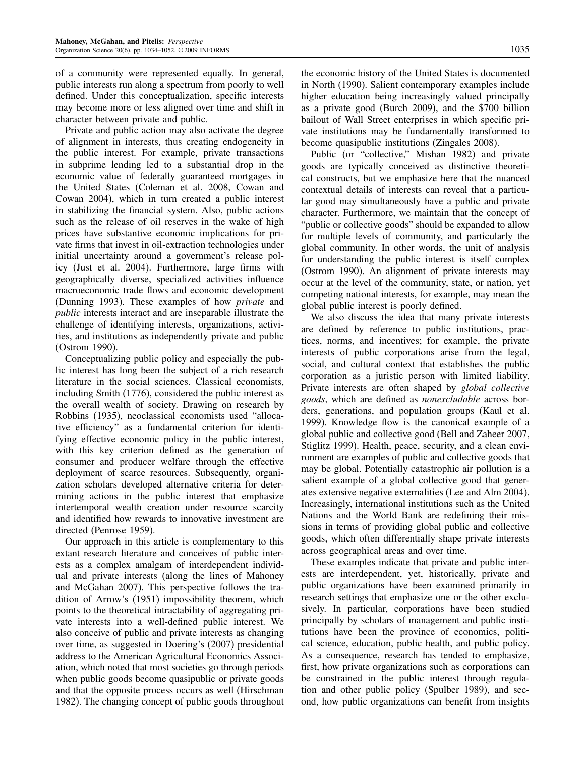of a community were represented equally. In general, public interests run along a spectrum from poorly to well defined. Under this conceptualization, specific interests may become more or less aligned over time and shift in character between private and public.

Private and public action may also activate the degree of alignment in interests, thus creating endogeneity in the public interest. For example, private transactions in subprime lending led to a substantial drop in the economic value of federally guaranteed mortgages in the United States (Coleman et al. 2008, Cowan and Cowan 2004), which in turn created a public interest in stabilizing the financial system. Also, public actions such as the release of oil reserves in the wake of high prices have substantive economic implications for private firms that invest in oil-extraction technologies under initial uncertainty around a government's release policy (Just et al. 2004). Furthermore, large firms with geographically diverse, specialized activities influence macroeconomic trade flows and economic development (Dunning 1993). These examples of how *private* and *public* interests interact and are inseparable illustrate the challenge of identifying interests, organizations, activities, and institutions as independently private and public (Ostrom 1990).

Conceptualizing public policy and especially the public interest has long been the subject of a rich research literature in the social sciences. Classical economists, including Smith (1776), considered the public interest as the overall wealth of society. Drawing on research by Robbins (1935), neoclassical economists used "allocative efficiency" as a fundamental criterion for identifying effective economic policy in the public interest, with this key criterion defined as the generation of consumer and producer welfare through the effective deployment of scarce resources. Subsequently, organization scholars developed alternative criteria for determining actions in the public interest that emphasize intertemporal wealth creation under resource scarcity and identified how rewards to innovative investment are directed (Penrose 1959).

Our approach in this article is complementary to this extant research literature and conceives of public interests as a complex amalgam of interdependent individual and private interests (along the lines of Mahoney and McGahan 2007). This perspective follows the tradition of Arrow's (1951) impossibility theorem, which points to the theoretical intractability of aggregating private interests into a well-defined public interest. We also conceive of public and private interests as changing over time, as suggested in Doering's (2007) presidential address to the American Agricultural Economics Association, which noted that most societies go through periods when public goods become quasipublic or private goods and that the opposite process occurs as well (Hirschman 1982). The changing concept of public goods throughout the economic history of the United States is documented in North (1990). Salient contemporary examples include higher education being increasingly valued principally as a private good (Burch 2009), and the \$700 billion bailout of Wall Street enterprises in which specific private institutions may be fundamentally transformed to become quasipublic institutions (Zingales 2008).

Public (or "collective," Mishan 1982) and private goods are typically conceived as distinctive theoretical constructs, but we emphasize here that the nuanced contextual details of interests can reveal that a particular good may simultaneously have a public and private character. Furthermore, we maintain that the concept of "public or collective goods" should be expanded to allow for multiple levels of community, and particularly the global community. In other words, the unit of analysis for understanding the public interest is itself complex (Ostrom 1990). An alignment of private interests may occur at the level of the community, state, or nation, yet competing national interests, for example, may mean the global public interest is poorly defined.

We also discuss the idea that many private interests are defined by reference to public institutions, practices, norms, and incentives; for example, the private interests of public corporations arise from the legal, social, and cultural context that establishes the public corporation as a juristic person with limited liability. Private interests are often shaped by *global collective goods*, which are defined as *nonexcludable* across borders, generations, and population groups (Kaul et al. 1999). Knowledge flow is the canonical example of a global public and collective good (Bell and Zaheer 2007, Stiglitz 1999). Health, peace, security, and a clean environment are examples of public and collective goods that may be global. Potentially catastrophic air pollution is a salient example of a global collective good that generates extensive negative externalities (Lee and Alm 2004). Increasingly, international institutions such as the United Nations and the World Bank are redefining their missions in terms of providing global public and collective goods, which often differentially shape private interests across geographical areas and over time.

These examples indicate that private and public interests are interdependent, yet, historically, private and public organizations have been examined primarily in research settings that emphasize one or the other exclusively. In particular, corporations have been studied principally by scholars of management and public institutions have been the province of economics, political science, education, public health, and public policy. As a consequence, research has tended to emphasize, first, how private organizations such as corporations can be constrained in the public interest through regulation and other public policy (Spulber 1989), and second, how public organizations can benefit from insights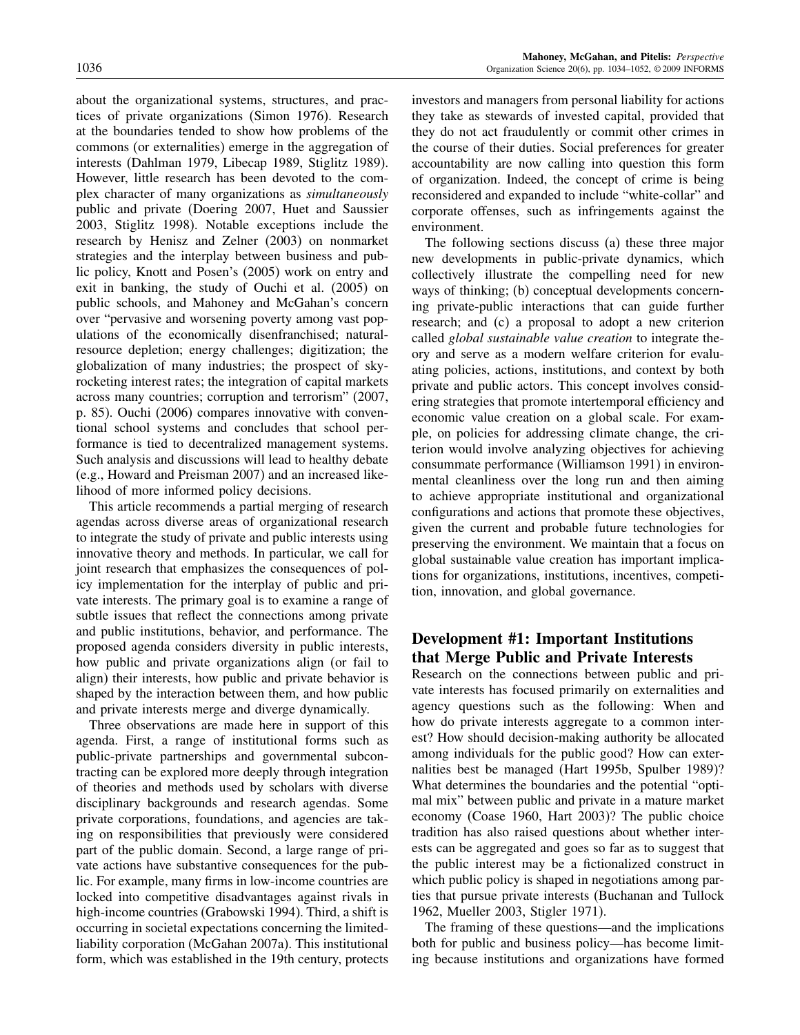about the organizational systems, structures, and practices of private organizations (Simon 1976). Research at the boundaries tended to show how problems of the commons (or externalities) emerge in the aggregation of interests (Dahlman 1979, Libecap 1989, Stiglitz 1989). However, little research has been devoted to the complex character of many organizations as *simultaneously* public and private (Doering 2007, Huet and Saussier 2003, Stiglitz 1998). Notable exceptions include the research by Henisz and Zelner (2003) on nonmarket strategies and the interplay between business and public policy, Knott and Posen's (2005) work on entry and exit in banking, the study of Ouchi et al. (2005) on public schools, and Mahoney and McGahan's concern over "pervasive and worsening poverty among vast populations of the economically disenfranchised; natural-resource depletion; energy challenges; digitization; the globalization of many industries; the prospect of skyrocketing interest rates; the integration of capital markets across many countries; corruption and terrorism" (2007, p. 85). Ouchi (2006) compares innovative with conventional school systems and concludes that school performance is tied to decentralized management systems. Such analysis and discussions will lead to healthy debate (e.g., Howard and Preisman 2007) and an increased likelihood of more informed policy decisions.

This article recommends a partial merging of research agendas across diverse areas of organizational research to integrate the study of private and public interests using innovative theory and methods. In particular, we call for joint research that emphasizes the consequences of policy implementation for the interplay of public and private interests. The primary goal is to examine a range of subtle issues that reflect the connections among private and public institutions, behavior, and performance. The proposed agenda considers diversity in public interests, how public and private organizations align (or fail to align) their interests, how public and private behavior is shaped by the interaction between them, and how public and private interests merge and diverge dynamically.

Three observations are made here in support of this agenda. First, a range of institutional forms such as public-private partnerships and governmental subcontracting can be explored more deeply through integration of theories and methods used by scholars with diverse disciplinary backgrounds and research agendas. Some private corporations, foundations, and agencies are taking on responsibilities that previously were considered part of the public domain. Second, a large range of private actions have substantive consequences for the public. For example, many firms in low-income countries are locked into competitive disadvantages against rivals in high-income countries (Grabowski 1994). Third, a shift is occurring in societal expectations concerning the limited-liability corporation (McGahan 2007a). This institutional form, which was established in the 19th century, protects investors and managers from personal liability for actions they take as stewards of invested capital, provided that they do not act fraudulently or commit other crimes in the course of their duties. Social preferences for greater accountability are now calling into question this form of organization. Indeed, the concept of crime is being reconsidered and expanded to include "white-collar" and corporate offenses, such as infringements against the environment.

The following sections discuss (a) these three major new developments in public-private dynamics, which collectively illustrate the compelling need for new ways of thinking; (b) conceptual developments concerning private-public interactions that can guide further research; and (c) a proposal to adopt a new criterion called *global sustainable value creation* to integrate theory and serve as a modern welfare criterion for evaluating policies, actions, institutions, and context by both private and public actors. This concept involves considering strategies that promote intertemporal efficiency and economic value creation on a global scale. For example, on policies for addressing climate change, the criterion would involve analyzing objectives for achieving consummate performance (Williamson 1991) in environmental cleanliness over the long run and then aiming to achieve appropriate institutional and organizational configurations and actions that promote these objectives, given the current and probable future technologies for preserving the environment. We maintain that a focus on global sustainable value creation has important implications for organizations, institutions, incentives, competition, innovation, and global governance.

## Development #1: Important Institutions that Merge Public and Private Interests

Research on the connections between public and private interests has focused primarily on externalities and agency questions such as the following: When and how do private interests aggregate to a common interest? How should decision-making authority be allocated among individuals for the public good? How can externalities best be managed (Hart 1995b, Spulber 1989)? What determines the boundaries and the potential "optimal mix" between public and private in a mature market economy (Coase 1960, Hart 2003)? The public choice tradition has also raised questions about whether interests can be aggregated and goes so far as to suggest that the public interest may be a fictionalized construct in which public policy is shaped in negotiations among parties that pursue private interests (Buchanan and Tullock 1962, Mueller 2003, Stigler 1971).

The framing of these questions—and the implications both for public and business policy—has become limiting because institutions and organizations have formed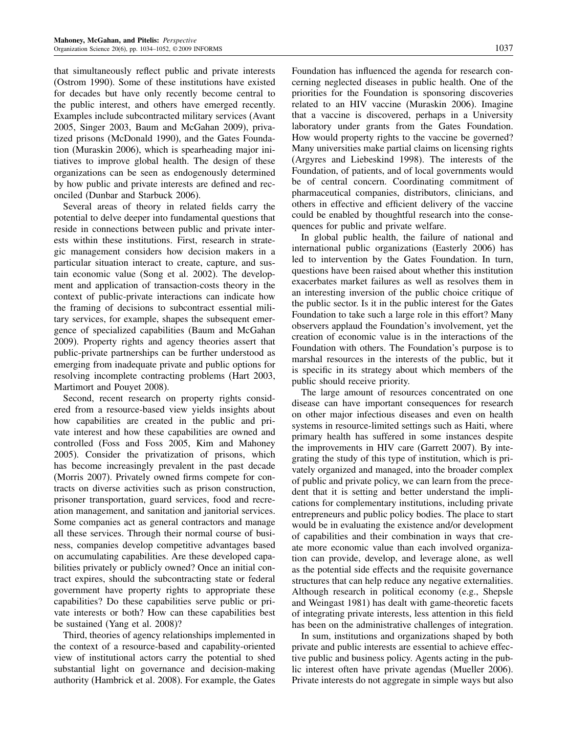that simultaneously reflect public and private interests (Ostrom 1990). Some of these institutions have existed for decades but have only recently become central to the public interest, and others have emerged recently. Examples include subcontracted military services (Avant 2005, Singer 2003, Baum and McGahan 2009), privatized prisons (McDonald 1990), and the Gates Foundation (Muraskin 2006), which is spearheading major initiatives to improve global health. The design of these organizations can be seen as endogenously determined by how public and private interests are defined and reconciled (Dunbar and Starbuck 2006).

Several areas of theory in related fields carry the potential to delve deeper into fundamental questions that reside in connections between public and private interests within these institutions. First, research in strategic management considers how decision makers in a particular situation interact to create, capture, and sustain economic value (Song et al. 2002). The development and application of transaction-costs theory in the context of public-private interactions can indicate how the framing of decisions to subcontract essential military services, for example, shapes the subsequent emergence of specialized capabilities (Baum and McGahan 2009). Property rights and agency theories assert that public-private partnerships can be further understood as emerging from inadequate private and public options for resolving incomplete contracting problems (Hart 2003, Martimort and Pouyet 2008).

Second, recent research on property rights considered from a resource-based view yields insights about how capabilities are created in the public and private interest and how these capabilities are owned and controlled (Foss and Foss 2005, Kim and Mahoney 2005). Consider the privatization of prisons, which has become increasingly prevalent in the past decade (Morris 2007). Privately owned firms compete for contracts on diverse activities such as prison construction, prisoner transportation, guard services, food and recreation management, and sanitation and janitorial services. Some companies act as general contractors and manage all these services. Through their normal course of business, companies develop competitive advantages based on accumulating capabilities. Are these developed capabilities privately or publicly owned? Once an initial contract expires, should the subcontracting state or federal government have property rights to appropriate these capabilities? Do these capabilities serve public or private interests or both? How can these capabilities best be sustained (Yang et al. 2008)?

Third, theories of agency relationships implemented in the context of a resource-based and capability-oriented view of institutional actors carry the potential to shed substantial light on governance and decision-making authority (Hambrick et al. 2008). For example, the Gates Foundation has influenced the agenda for research concerning neglected diseases in public health. One of the priorities for the Foundation is sponsoring discoveries related to an HIV vaccine (Muraskin 2006). Imagine that a vaccine is discovered, perhaps in a University laboratory under grants from the Gates Foundation. How would property rights to the vaccine be governed? Many universities make partial claims on licensing rights (Argyres and Liebeskind 1998). The interests of the Foundation, of patients, and of local governments would be of central concern. Coordinating commitment of pharmaceutical companies, distributors, clinicians, and others in effective and efficient delivery of the vaccine could be enabled by thoughtful research into the consequences for public and private welfare.

In global public health, the failure of national and international public organizations (Easterly 2006) has led to intervention by the Gates Foundation. In turn, questions have been raised about whether this institution exacerbates market failures as well as resolves them in an interesting inversion of the public choice critique of the public sector. Is it in the public interest for the Gates Foundation to take such a large role in this effort? Many observers applaud the Foundation's involvement, yet the creation of economic value is in the interactions of the Foundation with others. The Foundation's purpose is to marshal resources in the interests of the public, but it is specific in its strategy about which members of the public should receive priority.

The large amount of resources concentrated on one disease can have important consequences for research on other major infectious diseases and even on health systems in resource-limited settings such as Haiti, where primary health has suffered in some instances despite the improvements in HIV care (Garrett 2007). By integrating the study of this type of institution, which is privately organized and managed, into the broader complex of public and private policy, we can learn from the precedent that it is setting and better understand the implications for complementary institutions, including private entrepreneurs and public policy bodies. The place to start would be in evaluating the existence and/or development of capabilities and their combination in ways that create more economic value than each involved organization can provide, develop, and leverage alone, as well as the potential side effects and the requisite governance structures that can help reduce any negative externalities. Although research in political economy (e.g., Shepsle and Weingast 1981) has dealt with game-theoretic facets of integrating private interests, less attention in this field has been on the administrative challenges of integration.

In sum, institutions and organizations shaped by both private and public interests are essential to achieve effective public and business policy. Agents acting in the public interest often have private agendas (Mueller 2006). Private interests do not aggregate in simple ways but also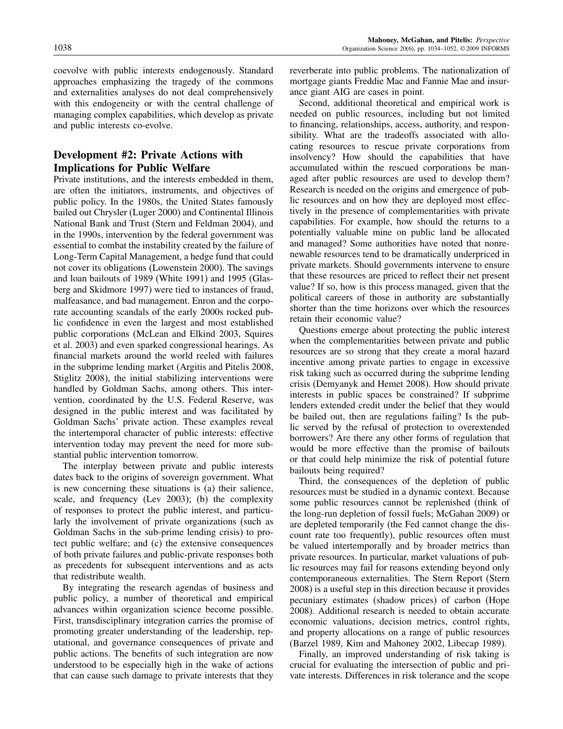coevolve with public interests endogenously. Standard approaches emphasizing the tragedy of the commons and externalities analyses do not deal comprehensively with this endogeneity or with the central challenge of managing complex capabilities, which develop as private and public interests co-evolve.

## Development #2: Private Actions with Implications for Public Welfare

Private institutions, and the interests embedded in them, are often the initiators, instruments, and objectives of public policy. In the 1980s, the United States famously bailed out Chrysler (Luger 2000) and Continental Illinois National Bank and Trust (Stern and Feldman 2004), and in the 1990s, intervention by the federal government was essential to combat the instability created by the failure of Long-Term Capital Management, a hedge fund that could not cover its obligations (Lowenstein 2000). The savings and loan bailouts of 1989 (White 1991) and 1995 (Glasberg and Skidmore 1997) were tied to instances of fraud, malfeasance, and bad management. Enron and the corporate accounting scandals of the early 2000s rocked public confidence in even the largest and most established public corporations (McLean and Elkind 2003, Squires et al. 2003) and even sparked congressional hearings. As financial markets around the world reeled with failures in the subprime lending market (Argitis and Pitelis 2008, Stiglitz 2008), the initial stabilizing interventions were handled by Goldman Sachs, among others. This intervention, coordinated by the U.S. Federal Reserve, was designed in the public interest and was facilitated by Goldman Sachs' private action. These examples reveal the intertemporal character of public interests: effective intervention today may prevent the need for more substantial public intervention tomorrow.

The interplay between private and public interests dates back to the origins of sovereign government. What is new concerning these situations is (a) their salience, scale, and frequency (Lev 2003); (b) the complexity of responses to protect the public interest, and particularly the involvement of private organizations (such as Goldman Sachs in the sub-prime lending crisis) to protect public welfare; and (c) the extensive consequences of both private failures and public-private responses both as precedents for subsequent interventions and as acts that redistribute wealth.

By integrating the research agendas of business and public policy, a number of theoretical and empirical advances within organization science become possible. First, transdisciplinary integration carries the promise of promoting greater understanding of the leadership, reputational, and governance consequences of private and public actions. The benefits of such integration are now understood to be especially high in the wake of actions that can cause such damage to private interests that they reverberate into public problems. The nationalization of mortgage giants Freddie Mac and Fannie Mae and insurance giant AIG are cases in point.

Second, additional theoretical and empirical work is needed on public resources, including but not limited to financing, relationships, access, authority, and responsibility. What are the tradeoffs associated with allocating resources to rescue private corporations from insolvency? How should the capabilities that have accumulated within the rescued corporations be managed after public resources are used to develop them? Research is needed on the origins and emergence of public resources and on how they are deployed most effectively in the presence of complementarities with private capabilities. For example, how should the returns to a potentially valuable mine on public land be allocated and managed? Some authorities have noted that nonrenewable resources tend to be dramatically underpriced in private markets. Should governments intervene to ensure that these resources are priced to reflect their net present value? If so, how is this process managed, given that the political careers of those in authority are substantially shorter than the time horizons over which the resources retain their economic value?

Questions emerge about protecting the public interest when the complementarities between private and public resources are so strong that they create a moral hazard incentive among private parties to engage in excessive risk taking such as occurred during the subprime lending crisis (Demyanyk and Hemet 2008). How should private interests in public spaces be constrained? If subprime lenders extended credit under the belief that they would be bailed out, then are regulations failing? Is the public served by the refusal of protection to overextended borrowers? Are there any other forms of regulation that would be more effective than the promise of bailouts or that could help minimize the risk of potential future bailouts being required?

Third, the consequences of the depletion of public resources must be studied in a dynamic context. Because some public resources cannot be replenished (think of the long-run depletion of fossil fuels; McGahan 2009) or are depleted temporarily (the Fed cannot change the discount rate too frequently), public resources often must be valued intertemporally and by broader metrics than private resources. In particular, market valuations of public resources may fail for reasons extending beyond only contemporaneous externalities. The Stern Report (Stern 2008) is a useful step in this direction because it provides pecuniary estimates (shadow prices) of carbon (Hope 2008). Additional research is needed to obtain accurate economic valuations, decision metrics, control rights, and property allocations on a range of public resources (Barzel 1989, Kim and Mahoney 2002, Libecap 1989).

Finally, an improved understanding of risk taking is crucial for evaluating the intersection of public and private interests. Differences in risk tolerance and the scope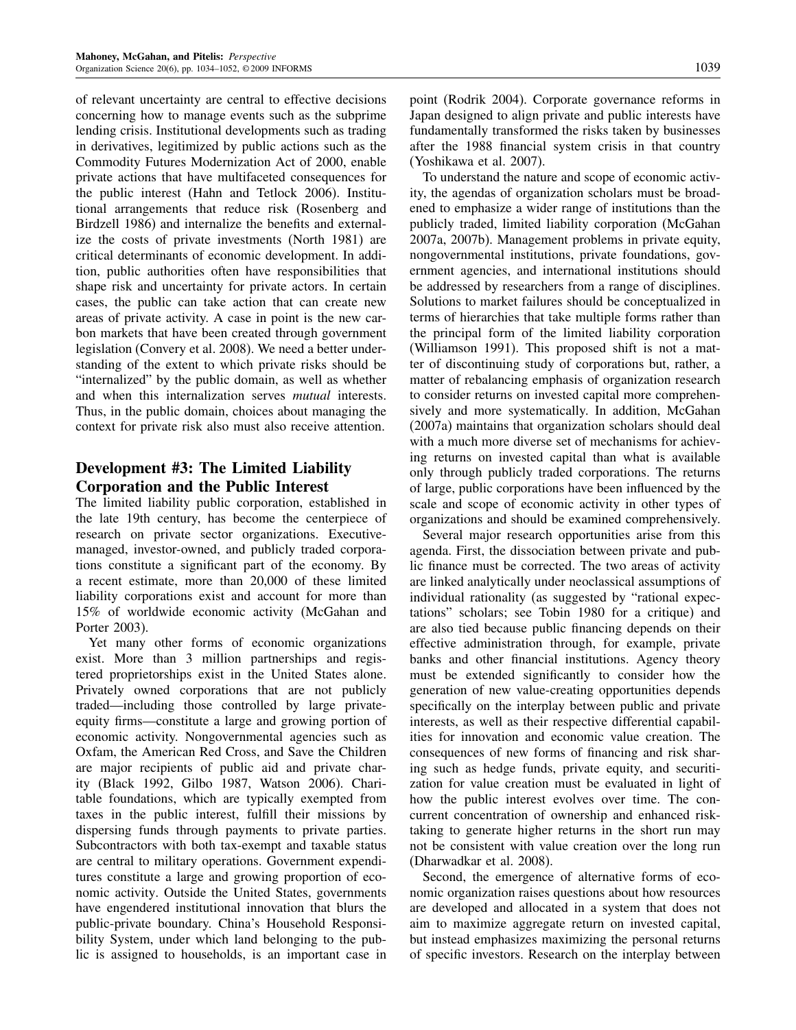of relevant uncertainty are central to effective decisions concerning how to manage events such as the subprime lending crisis. Institutional developments such as trading in derivatives, legitimized by public actions such as the Commodity Futures Modernization Act of 2000, enable private actions that have multifaceted consequences for the public interest (Hahn and Tetlock 2006). Institutional arrangements that reduce risk (Rosenberg and Birdzell 1986) and internalize the benefits and externalize the costs of private investments (North 1981) are critical determinants of economic development. In addition, public authorities often have responsibilities that shape risk and uncertainty for private actors. In certain cases, the public can take action that can create new areas of private activity. A case in point is the new carbon markets that have been created through government legislation (Convery et al. 2008). We need a better understanding of the extent to which private risks should be "internalized" by the public domain, as well as whether and when this internalization serves *mutual* interests. Thus, in the public domain, choices about managing the context for private risk also must also receive attention.

## Development #3: The Limited Liability Corporation and the Public Interest

The limited liability public corporation, established in the late 19th century, has become the centerpiece of research on private sector organizations. Executive-managed, investor-owned, and publicly traded corporations constitute a significant part of the economy. By a recent estimate, more than 20,000 of these limited liability corporations exist and account for more than 15% of worldwide economic activity (McGahan and Porter 2003).

Yet many other forms of economic organizations exist. More than 3 million partnerships and registered proprietorships exist in the United States alone. Privately owned corporations that are not publicly traded—including those controlled by large private-equity firms—constitute a large and growing portion of economic activity. Nongovernmental agencies such as Oxfam, the American Red Cross, and Save the Children are major recipients of public aid and private charity (Black 1992, Gilbo 1987, Watson 2006). Charitable foundations, which are typically exempted from taxes in the public interest, fulfill their missions by dispersing funds through payments to private parties. Subcontractors with both tax-exempt and taxable status are central to military operations. Government expenditures constitute a large and growing proportion of economic activity. Outside the United States, governments have engendered institutional innovation that blurs the public-private boundary. China's Household Responsibility System, under which land belonging to the public is assigned to households, is an important case in point (Rodrik 2004). Corporate governance reforms in Japan designed to align private and public interests have fundamentally transformed the risks taken by businesses after the 1988 financial system crisis in that country (Yoshikawa et al. 2007).

To understand the nature and scope of economic activity, the agendas of organization scholars must be broadened to emphasize a wider range of institutions than the publicly traded, limited liability corporation (McGahan 2007a, 2007b). Management problems in private equity, nongovernmental institutions, private foundations, government agencies, and international institutions should be addressed by researchers from a range of disciplines. Solutions to market failures should be conceptualized in terms of hierarchies that take multiple forms rather than the principal form of the limited liability corporation (Williamson 1991). This proposed shift is not a matter of discontinuing study of corporations but, rather, a matter of rebalancing emphasis of organization research to consider returns on invested capital more comprehensively and more systematically. In addition, McGahan (2007a) maintains that organization scholars should deal with a much more diverse set of mechanisms for achieving returns on invested capital than what is available only through publicly traded corporations. The returns of large, public corporations have been influenced by the scale and scope of economic activity in other types of organizations and should be examined comprehensively.

Several major research opportunities arise from this agenda. First, the dissociation between private and public finance must be corrected. The two areas of activity are linked analytically under neoclassical assumptions of individual rationality (as suggested by "rational expectations" scholars; see Tobin 1980 for a critique) and are also tied because public financing depends on their effective administration through, for example, private banks and other financial institutions. Agency theory must be extended significantly to consider how the generation of new value-creating opportunities depends specifically on the interplay between public and private interests, as well as their respective differential capabilities for innovation and economic value creation. The consequences of new forms of financing and risk sharing such as hedge funds, private equity, and securitization for value creation must be evaluated in light of how the public interest evolves over time. The concurrent concentration of ownership and enhanced risk-taking to generate higher returns in the short run may not be consistent with value creation over the long run (Dharwadkar et al. 2008).

Second, the emergence of alternative forms of economic organization raises questions about how resources are developed and allocated in a system that does not aim to maximize aggregate return on invested capital, but instead emphasizes maximizing the personal returns of specific investors. Research on the interplay between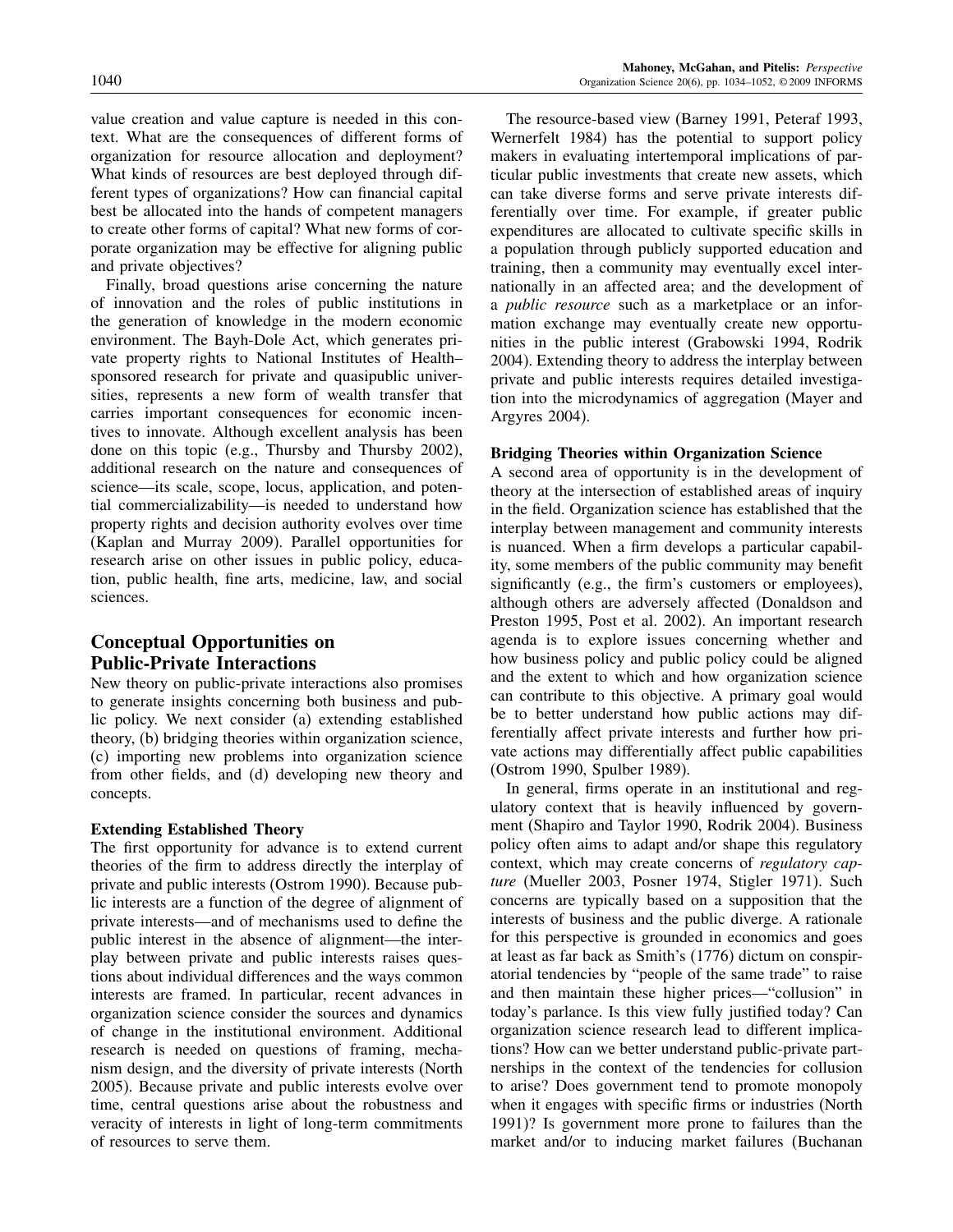value creation and value capture is needed in this context. What are the consequences of different forms of organization for resource allocation and deployment? What kinds of resources are best deployed through different types of organizations? How can financial capital best be allocated into the hands of competent managers to create other forms of capital? What new forms of corporate organization may be effective for aligning public and private objectives?

Finally, broad questions arise concerning the nature of innovation and the roles of public institutions in the generation of knowledge in the modern economic environment. The Bayh-Dole Act, which generates private property rights to National Institutes of Health–sponsored research for private and quasipublic universities, represents a new form of wealth transfer that carries important consequences for economic incentives to innovate. Although excellent analysis has been done on this topic (e.g., Thursby and Thursby 2002), additional research on the nature and consequences of science—its scale, scope, locus, application, and potential commercializability—is needed to understand how property rights and decision authority evolves over time (Kaplan and Murray 2009). Parallel opportunities for research arise on other issues in public policy, education, public health, fine arts, medicine, law, and social sciences.

## Conceptual Opportunities on Public-Private Interactions

New theory on public-private interactions also promises to generate insights concerning both business and public policy. We next consider (a) extending established theory, (b) bridging theories within organization science, (c) importing new problems into organization science from other fields, and (d) developing new theory and concepts.

### Extending Established Theory

The first opportunity for advance is to extend current theories of the firm to address directly the interplay of private and public interests (Ostrom 1990). Because public interests are a function of the degree of alignment of private interests—and of mechanisms used to define the public interest in the absence of alignment—the interplay between private and public interests raises questions about individual differences and the ways common interests are framed. In particular, recent advances in organization science consider the sources and dynamics of change in the institutional environment. Additional research is needed on questions of framing, mechanism design, and the diversity of private interests (North 2005). Because private and public interests evolve over time, central questions arise about the robustness and veracity of interests in light of long-term commitments of resources to serve them.

The resource-based view (Barney 1991, Peteraf 1993, Wernerfelt 1984) has the potential to support policy makers in evaluating intertemporal implications of particular public investments that create new assets, which can take diverse forms and serve private interests differentially over time. For example, if greater public expenditures are allocated to cultivate specific skills in a population through publicly supported education and training, then a community may eventually excel internationally in an affected area; and the development of a *public resource* such as a marketplace or an information exchange may eventually create new opportunities in the public interest (Grabowski 1994, Rodrik 2004). Extending theory to address the interplay between private and public interests requires detailed investigation into the microdynamics of aggregation (Mayer and Argyres 2004).

### Bridging Theories within Organization Science

A second area of opportunity is in the development of theory at the intersection of established areas of inquiry in the field. Organization science has established that the interplay between management and community interests is nuanced. When a firm develops a particular capability, some members of the public community may benefit significantly (e.g., the firm's customers or employees), although others are adversely affected (Donaldson and Preston 1995, Post et al. 2002). An important research agenda is to explore issues concerning whether and how business policy and public policy could be aligned and the extent to which and how organization science can contribute to this objective. A primary goal would be to better understand how public actions may differentially affect private interests and further how private actions may differentially affect public capabilities (Ostrom 1990, Spulber 1989).

In general, firms operate in an institutional and regulatory context that is heavily influenced by government (Shapiro and Taylor 1990, Rodrik 2004). Business policy often aims to adapt and/or shape this regulatory context, which may create concerns of *regulatory capture* (Mueller 2003, Posner 1974, Stigler 1971). Such concerns are typically based on a supposition that the interests of business and the public diverge. A rationale for this perspective is grounded in economics and goes at least as far back as Smith's (1776) dictum on conspiratorial tendencies by "people of the same trade" to raise and then maintain these higher prices—"collusion" in today's parlance. Is this view fully justified today? Can organization science research lead to different implications? How can we better understand public-private partnerships in the context of the tendencies for collusion to arise? Does government tend to promote monopoly when it engages with specific firms or industries (North 1991)? Is government more prone to failures than the market and/or to inducing market failures (Buchanan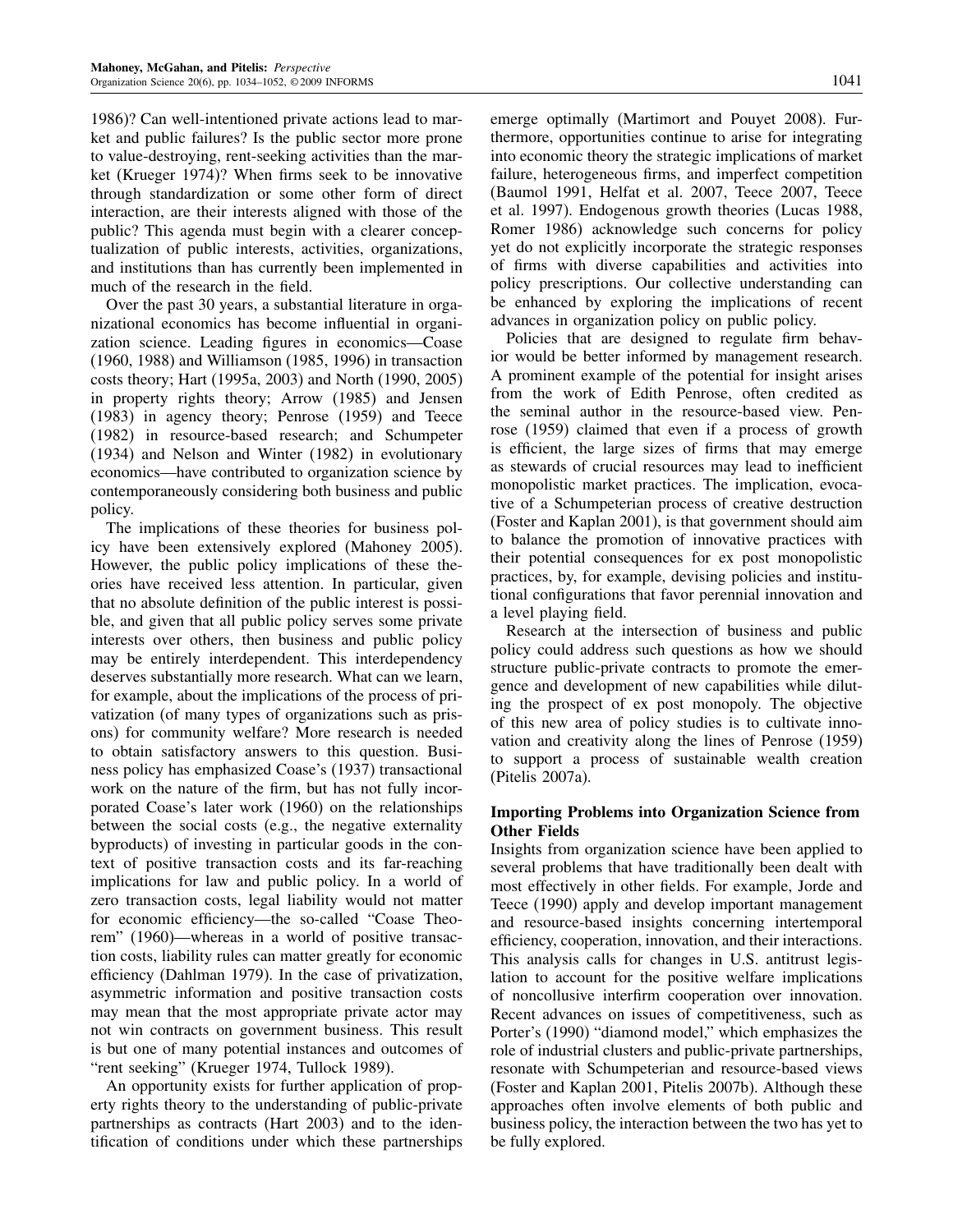1986)? Can well-intentioned private actions lead to market and public failures? Is the public sector more prone to value-destroying, rent-seeking activities than the market (Krueger 1974)? When firms seek to be innovative through standardization or some other form of direct interaction, are their interests aligned with those of the public? This agenda must begin with a clearer conceptualization of public interests, activities, organizations, and institutions than has currently been implemented in much of the research in the field.

Over the past 30 years, a substantial literature in organizational economics has become influential in organization science. Leading figures in economics—Coase (1960, 1988) and Williamson (1985, 1996) in transaction costs theory; Hart (1995a, 2003) and North (1990, 2005) in property rights theory; Arrow (1985) and Jensen (1983) in agency theory; Penrose (1959) and Teece (1982) in resource-based research; and Schumpeter (1934) and Nelson and Winter (1982) in evolutionary economics—have contributed to organization science by contemporaneously considering both business and public policy.

The implications of these theories for business policy have been extensively explored (Mahoney 2005). However, the public policy implications of these theories have received less attention. In particular, given that no absolute definition of the public interest is possible, and given that all public policy serves some private interests over others, then business and public policy may be entirely interdependent. This interdependency deserves substantially more research. What can we learn, for example, about the implications of the process of privatization (of many types of organizations such as prisons) for community welfare? More research is needed to obtain satisfactory answers to this question. Business policy has emphasized Coase's (1937) transactional work on the nature of the firm, but has not fully incorporated Coase's later work (1960) on the relationships between the social costs (e.g., the negative externality byproducts) of investing in particular goods in the context of positive transaction costs and its far-reaching implications for law and public policy. In a world of zero transaction costs, legal liability would not matter for economic efficiency—the so-called "Coase Theorem" (1960)—whereas in a world of positive transaction costs, liability rules can matter greatly for economic efficiency (Dahlman 1979). In the case of privatization, asymmetric information and positive transaction costs may mean that the most appropriate private actor may not win contracts on government business. This result is but one of many potential instances and outcomes of "rent seeking" (Krueger 1974, Tullock 1989).

An opportunity exists for further application of property rights theory to the understanding of public-private partnerships as contracts (Hart 2003) and to the identification of conditions under which these partnerships emerge optimally (Martimort and Pouyet 2008). Furthermore, opportunities continue to arise for integrating into economic theory the strategic implications of market failure, heterogeneous firms, and imperfect competition (Baumol 1991, Helfat et al. 2007, Teece 2007, Teece et al. 1997). Endogenous growth theories (Lucas 1988, Romer 1986) acknowledge such concerns for policy yet do not explicitly incorporate the strategic responses of firms with diverse capabilities and activities into policy prescriptions. Our collective understanding can be enhanced by exploring the implications of recent advances in organization policy on public policy.

Policies that are designed to regulate firm behavior would be better informed by management research. A prominent example of the potential for insight arises from the work of Edith Penrose, often credited as the seminal author in the resource-based view. Penrose (1959) claimed that even if a process of growth is efficient, the large sizes of firms that may emerge as stewards of crucial resources may lead to inefficient monopolistic market practices. The implication, evocative of a Schumpeterian process of creative destruction (Foster and Kaplan 2001), is that government should aim to balance the promotion of innovative practices with their potential consequences for ex post monopolistic practices, by, for example, devising policies and institutional configurations that favor perennial innovation and a level playing field.

Research at the intersection of business and public policy could address such questions as how we should structure public-private contracts to promote the emergence and development of new capabilities while diluting the prospect of ex post monopoly. The objective of this new area of policy studies is to cultivate innovation and creativity along the lines of Penrose (1959) to support a process of sustainable wealth creation (Pitelis 2007a).

### Importing Problems into Organization Science from Other Fields

Insights from organization science have been applied to several problems that have traditionally been dealt with most effectively in other fields. For example, Jorde and Teece (1990) apply and develop important management and resource-based insights concerning intertemporal efficiency, cooperation, innovation, and their interactions. This analysis calls for changes in U.S. antitrust legislation to account for the positive welfare implications of noncollusive interfirm cooperation over innovation. Recent advances on issues of competitiveness, such as Porter's (1990) "diamond model," which emphasizes the role of industrial clusters and public-private partnerships, resonate with Schumpeterian and resource-based views (Foster and Kaplan 2001, Pitelis 2007b). Although these approaches often involve elements of both public and business policy, the interaction between the two has yet to be fully explored.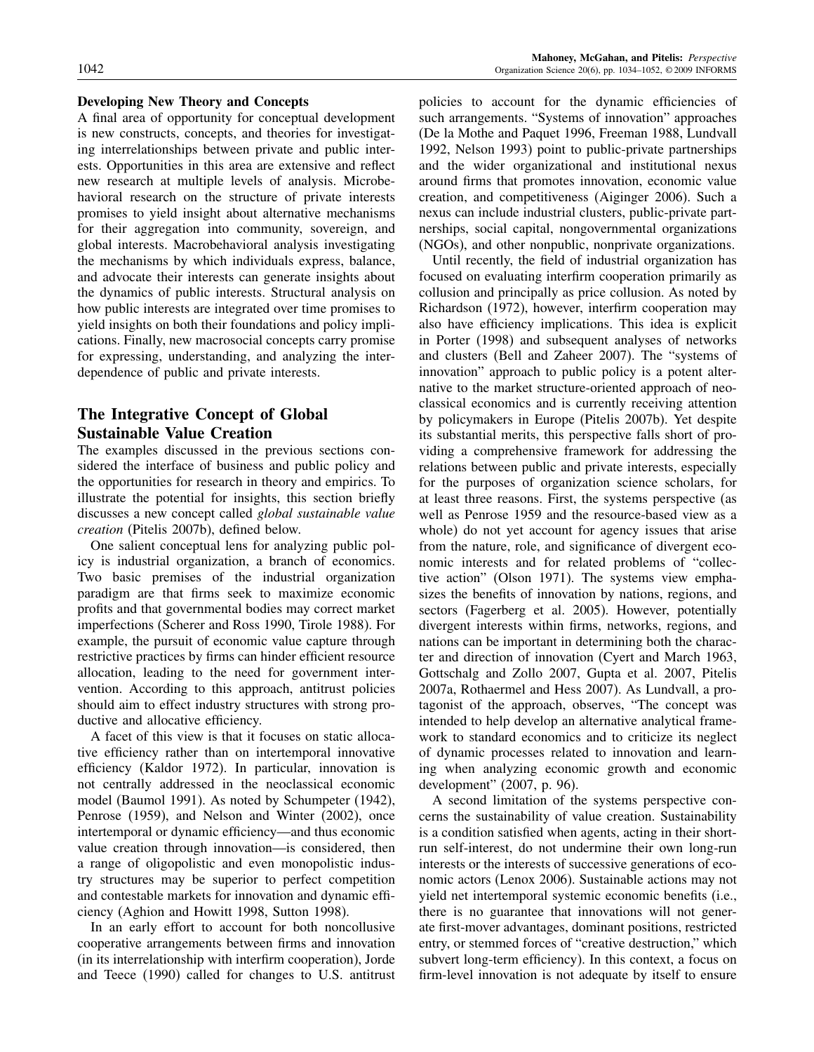**Developing New Theory and Concepts**

A final area of opportunity for conceptual development is new constructs, concepts, and theories for investigating interrelationships between private and public interests. Opportunities in this area are extensive and reflect new research at multiple levels of analysis. Microbehavioral research on the structure of private interests promises to yield insight about alternative mechanisms for their aggregation into community, sovereign, and global interests. Macrobehavioral analysis investigating the mechanisms by which individuals express, balance, and advocate their interests can generate insights about the dynamics of public interests. Structural analysis on how public interests are integrated over time promises to yield insights on both their foundations and policy implications. Finally, new macrosocial concepts carry promise for expressing, understanding, and analyzing the interdependence of public and private interests.

## The Integrative Concept of Global Sustainable Value Creation

The examples discussed in the previous sections considered the interface of business and public policy and the opportunities for research in theory and empirics. To illustrate the potential for insights, this section briefly discusses a new concept called *global sustainable value creation* (Pitelis 2007b), defined below.

One salient conceptual lens for analyzing public policy is industrial organization, a branch of economics. Two basic premises of the industrial organization paradigm are that firms seek to maximize economic profits and that governmental bodies may correct market imperfections (Scherer and Ross 1990, Tirole 1988). For example, the pursuit of economic value capture through restrictive practices by firms can hinder efficient resource allocation, leading to the need for government intervention. According to this approach, antitrust policies should aim to effect industry structures with strong productive and allocative efficiency.

A facet of this view is that it focuses on static allocative efficiency rather than on intertemporal innovative efficiency (Kaldor 1972). In particular, innovation is not centrally addressed in the neoclassical economic model (Baumol 1991). As noted by Schumpeter (1942), Penrose (1959), and Nelson and Winter (2002), once intertemporal or dynamic efficiency—and thus economic value creation through innovation—is considered, then a range of oligopolistic and even monopolistic industry structures may be superior to perfect competition and contestable markets for innovation and dynamic efficiency (Aghion and Howitt 1998, Sutton 1998).

In an early effort to account for both noncollusive cooperative arrangements between firms and innovation (in its interrelationship with interfirm cooperation), Jorde and Teece (1990) called for changes to U.S. antitrust policies to account for the dynamic efficiencies of such arrangements. "Systems of innovation" approaches (De la Mothe and Paquet 1996, Freeman 1988, Lundvall 1992, Nelson 1993) point to public-private partnerships and the wider organizational and institutional nexus around firms that promotes innovation, economic value creation, and competitiveness (Aiginger 2006). Such a nexus can include industrial clusters, public-private partnerships, social capital, nongovernmental organizations (NGOs), and other nonpublic, nonprivate organizations.

Until recently, the field of industrial organization has focused on evaluating interfirm cooperation primarily as collusion and principally as price collusion. As noted by Richardson (1972), however, interfirm cooperation may also have efficiency implications. This idea is explicit in Porter (1998) and subsequent analyses of networks and clusters (Bell and Zaheer 2007). The "systems of innovation" approach to public policy is a potent alternative to the market structure-oriented approach of neoclassical economics and is currently receiving attention by policymakers in Europe (Pitelis 2007b). Yet despite its substantial merits, this perspective falls short of providing a comprehensive framework for addressing the relations between public and private interests, especially for the purposes of organization science scholars, for at least three reasons. First, the systems perspective (as well as Penrose 1959 and the resource-based view as a whole) do not yet account for agency issues that arise from the nature, role, and significance of divergent economic interests and for related problems of "collective action" (Olson 1971). The systems view emphasizes the benefits of innovation by nations, regions, and sectors (Fagerberg et al. 2005). However, potentially divergent interests within firms, networks, regions, and nations can be important in determining both the character and direction of innovation (Cyert and March 1963, Gottschalg and Zollo 2007, Gupta et al. 2007, Pitelis 2007a, Rothaermel and Hess 2007). As Lundvall, a protagonist of the approach, observes, "The concept was intended to help develop an alternative analytical framework to standard economics and to criticize its neglect of dynamic processes related to innovation and learning when analyzing economic growth and economic development" (2007, p. 96).

A second limitation of the systems perspective concerns the sustainability of value creation. Sustainability is a condition satisfied when agents, acting in their short-run self-interest, do not undermine their own long-run interests or the interests of successive generations of economic actors (Lenox 2006). Sustainable actions may not yield net intertemporal systemic economic benefits (i.e., there is no guarantee that innovations will not generate first-mover advantages, dominant positions, restricted entry, or stemmed forces of "creative destruction," which subvert long-term efficiency). In this context, a focus on firm-level innovation is not adequate by itself to ensure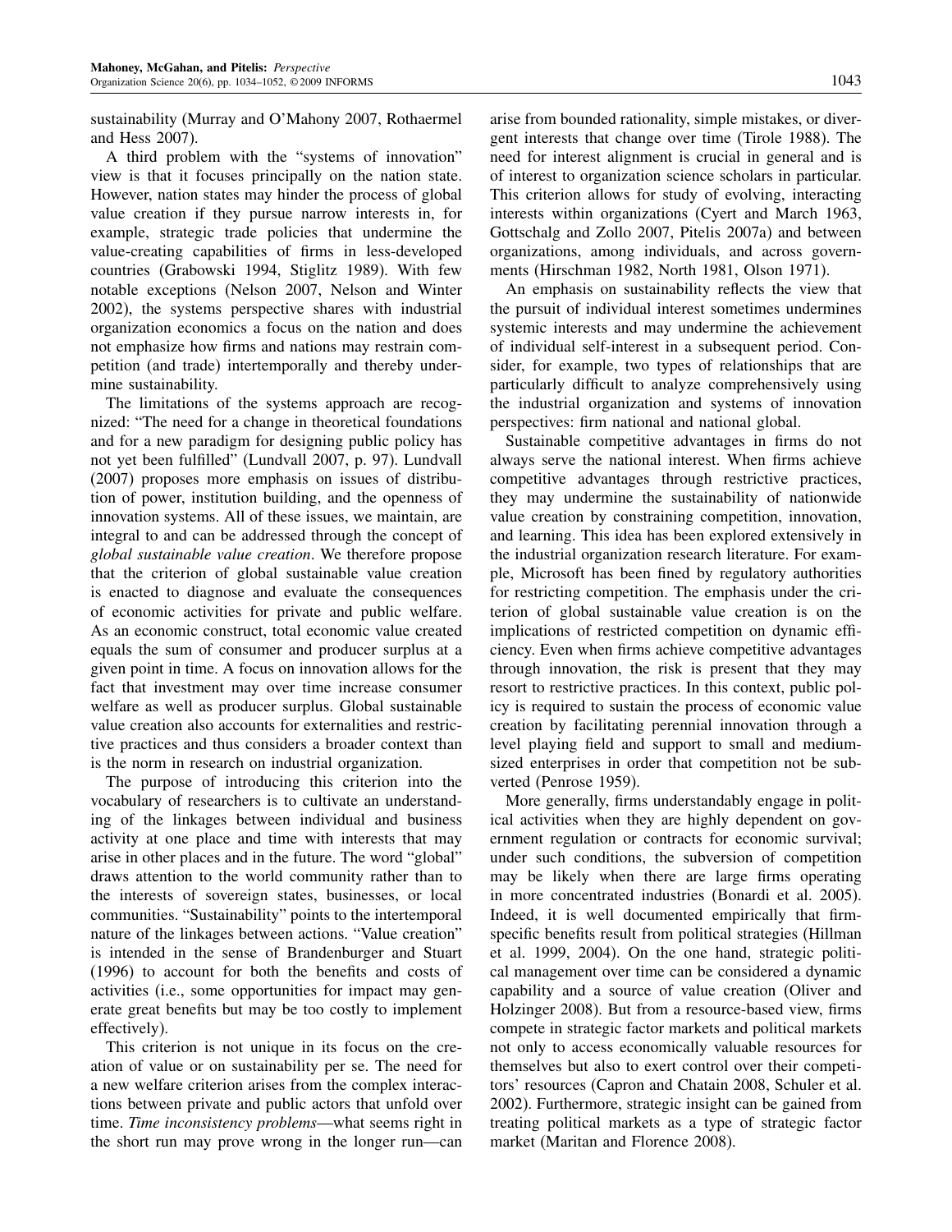sustainability (Murray and O'Mahony 2007, Rothaermel and Hess 2007).

A third problem with the "systems of innovation" view is that it focuses principally on the nation state. However, nation states may hinder the process of global value creation if they pursue narrow interests in, for example, strategic trade policies that undermine the value-creating capabilities of firms in less-developed countries (Grabowski 1994, Stiglitz 1989). With few notable exceptions (Nelson 2007, Nelson and Winter 2002), the systems perspective shares with industrial organization economics a focus on the nation and does not emphasize how firms and nations may restrain competition (and trade) intertemporally and thereby undermine sustainability.

The limitations of the systems approach are recognized: "The need for a change in theoretical foundations and for a new paradigm for designing public policy has not yet been fulfilled" (Lundvall 2007, p. 97). Lundvall (2007) proposes more emphasis on issues of distribution of power, institution building, and the openness of innovation systems. All of these issues, we maintain, are integral to and can be addressed through the concept of *global sustainable value creation*. We therefore propose that the criterion of global sustainable value creation is enacted to diagnose and evaluate the consequences of economic activities for private and public welfare. As an economic construct, total economic value created equals the sum of consumer and producer surplus at a given point in time. A focus on innovation allows for the fact that investment may over time increase consumer welfare as well as producer surplus. Global sustainable value creation also accounts for externalities and restrictive practices and thus considers a broader context than is the norm in research on industrial organization.

The purpose of introducing this criterion into the vocabulary of researchers is to cultivate an understanding of the linkages between individual and business activity at one place and time with interests that may arise in other places and in the future. The word "global" draws attention to the world community rather than to the interests of sovereign states, businesses, or local communities. "Sustainability" points to the intertemporal nature of the linkages between actions. "Value creation" is intended in the sense of Brandenburger and Stuart (1996) to account for both the benefits and costs of activities (i.e., some opportunities for impact may generate great benefits but may be too costly to implement effectively).

This criterion is not unique in its focus on the creation of value or on sustainability per se. The need for a new welfare criterion arises from the complex interactions between private and public actors that unfold over time. *Time inconsistency problems*—what seems right in the short run may prove wrong in the longer run—can arise from bounded rationality, simple mistakes, or divergent interests that change over time (Tirole 1988). The need for interest alignment is crucial in general and is of interest to organization science scholars in particular. This criterion allows for study of evolving, interacting interests within organizations (Cyert and March 1963, Gottschalg and Zollo 2007, Pitelis 2007a) and between organizations, among individuals, and across governments (Hirschman 1982, North 1981, Olson 1971).

An emphasis on sustainability reflects the view that the pursuit of individual interest sometimes undermines systemic interests and may undermine the achievement of individual self-interest in a subsequent period. Consider, for example, two types of relationships that are particularly difficult to analyze comprehensively using the industrial organization and systems of innovation perspectives: firm national and national global.

Sustainable competitive advantages in firms do not always serve the national interest. When firms achieve competitive advantages through restrictive practices, they may undermine the sustainability of nationwide value creation by constraining competition, innovation, and learning. This idea has been explored extensively in the industrial organization research literature. For example, Microsoft has been fined by regulatory authorities for restricting competition. The emphasis under the criterion of global sustainable value creation is on the implications of restricted competition on dynamic efficiency. Even when firms achieve competitive advantages through innovation, the risk is present that they may resort to restrictive practices. In this context, public policy is required to sustain the process of economic value creation by facilitating perennial innovation through a level playing field and support to small and medium-sized enterprises in order that competition not be subverted (Penrose 1959).

More generally, firms understandably engage in political activities when they are highly dependent on government regulation or contracts for economic survival; under such conditions, the subversion of competition may be likely when there are large firms operating in more concentrated industries (Bonardi et al. 2005). Indeed, it is well documented empirically that firm-specific benefits result from political strategies (Hillman et al. 1999, 2004). On the one hand, strategic political management over time can be considered a dynamic capability and a source of value creation (Oliver and Holzinger 2008). But from a resource-based view, firms compete in strategic factor markets and political markets not only to access economically valuable resources for themselves but also to exert control over their competitors' resources (Capron and Chatain 2008, Schuler et al. 2002). Furthermore, strategic insight can be gained from treating political markets as a type of strategic factor market (Maritan and Florence 2008).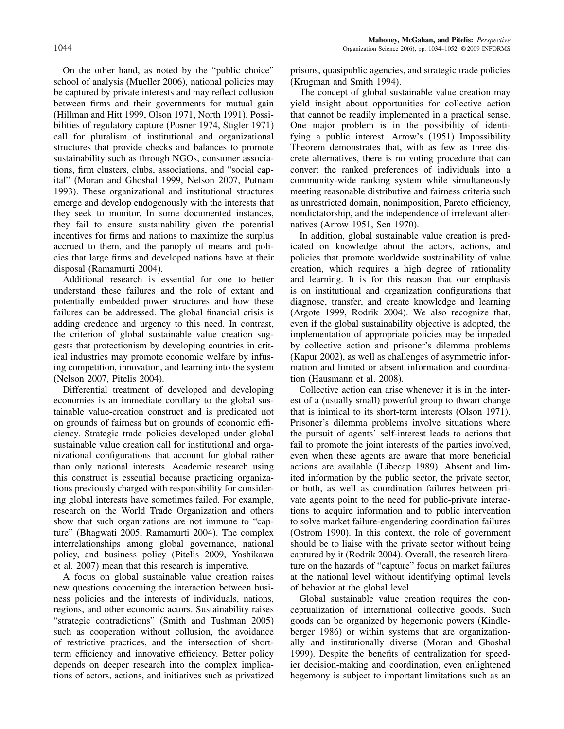On the other hand, as noted by the "public choice" school of analysis (Mueller 2006), national policies may be captured by private interests and may reflect collusion between firms and their governments for mutual gain (Hillman and Hitt 1999, Olson 1971, North 1991). Possibilities of regulatory capture (Posner 1974, Stigler 1971) call for pluralism of institutional and organizational structures that provide checks and balances to promote sustainability such as through NGOs, consumer associations, firm clusters, clubs, associations, and "social capital" (Moran and Ghoshal 1999, Nelson 2007, Putnam 1993). These organizational and institutional structures emerge and develop endogenously with the interests that they seek to monitor. In some documented instances, they fail to ensure sustainability given the potential incentives for firms and nations to maximize the surplus accrued to them, and the panoply of means and policies that large firms and developed nations have at their disposal (Ramamurti 2004).

Additional research is essential for one to better understand these failures and the role of extant and potentially embedded power structures and how these failures can be addressed. The global financial crisis is adding credence and urgency to this need. In contrast, the criterion of global sustainable value creation suggests that protectionism by developing countries in critical industries may promote economic welfare by infusing competition, innovation, and learning into the system (Nelson 2007, Pitelis 2004).

Differential treatment of developed and developing economies is an immediate corollary to the global sustainable value-creation construct and is predicated not on grounds of fairness but on grounds of economic efficiency. Strategic trade policies developed under global sustainable value creation call for institutional and organizational configurations that account for global rather than only national interests. Academic research using this construct is essential because practicing organizations previously charged with responsibility for considering global interests have sometimes failed. For example, research on the World Trade Organization and others show that such organizations are not immune to "capture" (Bhagwati 2005, Ramamurti 2004). The complex interrelationships among global governance, national policy, and business policy (Pitelis 2009, Yoshikawa et al. 2007) mean that this research is imperative.

A focus on global sustainable value creation raises new questions concerning the interaction between business policies and the interests of individuals, nations, regions, and other economic actors. Sustainability raises "strategic contradictions" (Smith and Tushman 2005) such as cooperation without collusion, the avoidance of restrictive practices, and the intersection of short-term efficiency and innovative efficiency. Better policy depends on deeper research into the complex implications of actors, actions, and initiatives such as privatized prisons, quasipublic agencies, and strategic trade policies (Krugman and Smith 1994).

The concept of global sustainable value creation may yield insight about opportunities for collective action that cannot be readily implemented in a practical sense. One major problem is in the possibility of identifying a public interest. Arrow's (1951) Impossibility Theorem demonstrates that, with as few as three discrete alternatives, there is no voting procedure that can convert the ranked preferences of individuals into a community-wide ranking system while simultaneously meeting reasonable distributive and fairness criteria such as unrestricted domain, nonimposition, Pareto efficiency, nondictatorship, and the independence of irrelevant alternatives (Arrow 1951, Sen 1970).

In addition, global sustainable value creation is predicated on knowledge about the actors, actions, and policies that promote worldwide sustainability of value creation, which requires a high degree of rationality and learning. It is for this reason that our emphasis is on institutional and organization configurations that diagnose, transfer, and create knowledge and learning (Argote 1999, Rodrik 2004). We also recognize that, even if the global sustainability objective is adopted, the implementation of appropriate policies may be impeded by collective action and prisoner's dilemma problems (Kapur 2002), as well as challenges of asymmetric information and limited or absent information and coordination (Hausmann et al. 2008).

Collective action can arise whenever it is in the interest of a (usually small) powerful group to thwart change that is inimical to its short-term interests (Olson 1971). Prisoner's dilemma problems involve situations where the pursuit of agents' self-interest leads to actions that fail to promote the joint interests of the parties involved, even when these agents are aware that more beneficial actions are available (Libecap 1989). Absent and limited information by the public sector, the private sector, or both, as well as coordination failures between private agents point to the need for public-private interactions to acquire information and to public intervention to solve market failure-engendering coordination failures (Ostrom 1990). In this context, the role of government should be to liaise with the private sector without being captured by it (Rodrik 2004). Overall, the research literature on the hazards of "capture" focus on market failures at the national level without identifying optimal levels of behavior at the global level.

Global sustainable value creation requires the conceptualization of international collective goods. Such goods can be organized by hegemonic powers (Kindleberger 1986) or within systems that are organizationally and institutionally diverse (Moran and Ghoshal 1999). Despite the benefits of centralization for speedier decision-making and coordination, even enlightened hegemony is subject to important limitations such as an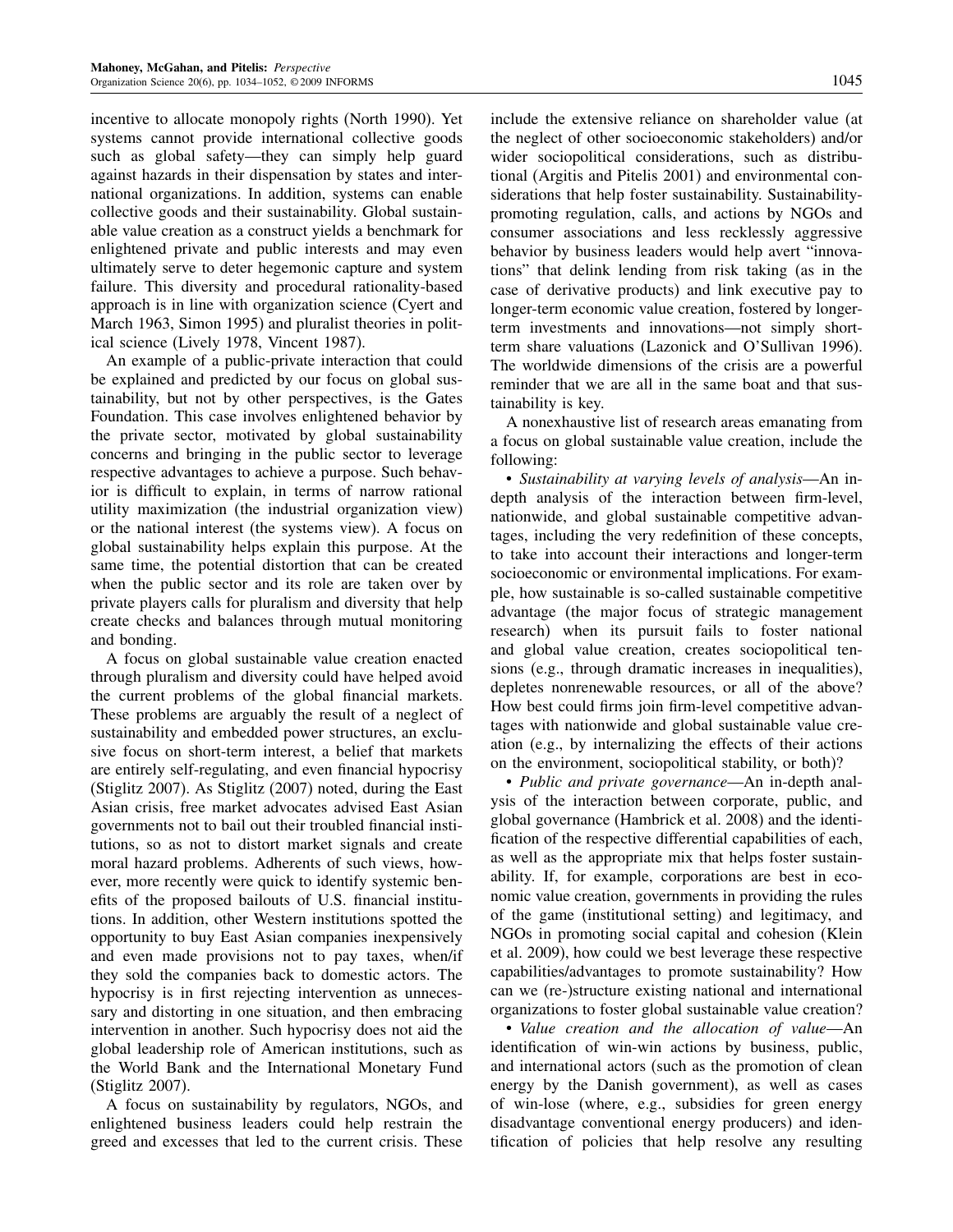incentive to allocate monopoly rights (North 1990). Yet systems cannot provide international collective goods such as global safety—they can simply help guard against hazards in their dispensation by states and international organizations. In addition, systems can enable collective goods and their sustainability. Global sustainable value creation as a construct yields a benchmark for enlightened private and public interests and may even ultimately serve to deter hegemonic capture and system failure. This diversity and procedural rationality-based approach is in line with organization science (Cyert and March 1963, Simon 1995) and pluralist theories in political science (Lively 1978, Vincent 1987).

An example of a public-private interaction that could be explained and predicted by our focus on global sustainability, but not by other perspectives, is the Gates Foundation. This case involves enlightened behavior by the private sector, motivated by global sustainability concerns and bringing in the public sector to leverage respective advantages to achieve a purpose. Such behavior is difficult to explain, in terms of narrow rational utility maximization (the industrial organization view) or the national interest (the systems view). A focus on global sustainability helps explain this purpose. At the same time, the potential distortion that can be created when the public sector and its role are taken over by private players calls for pluralism and diversity that help create checks and balances through mutual monitoring and bonding.

A focus on global sustainable value creation enacted through pluralism and diversity could have helped avoid the current problems of the global financial markets. These problems are arguably the result of a neglect of sustainability and embedded power structures, an exclusive focus on short-term interest, a belief that markets are entirely self-regulating, and even financial hypocrisy (Stiglitz 2007). As Stiglitz (2007) noted, during the East Asian crisis, free market advocates advised East Asian governments not to bail out their troubled financial institutions, so as not to distort market signals and create moral hazard problems. Adherents of such views, however, more recently were quick to identify systemic benefits of the proposed bailouts of U.S. financial institutions. In addition, other Western institutions spotted the opportunity to buy East Asian companies inexpensively and even made provisions not to pay taxes, when/if they sold the companies back to domestic actors. The hypocrisy is in first rejecting intervention as unnecessary and distorting in one situation, and then embracing intervention in another. Such hypocrisy does not aid the global leadership role of American institutions, such as the World Bank and the International Monetary Fund (Stiglitz 2007).

A focus on sustainability by regulators, NGOs, and enlightened business leaders could help restrain the greed and excesses that led to the current crisis. These include the extensive reliance on shareholder value (at the neglect of other socioeconomic stakeholders) and/or wider sociopolitical considerations, such as distributional (Argitis and Pitelis 2001) and environmental considerations that help foster sustainability. Sustainability-promoting regulation, calls, and actions by NGOs and consumer associations and less recklessly aggressive behavior by business leaders would help avert "innovations" that delink lending from risk taking (as in the case of derivative products) and link executive pay to longer-term economic value creation, fostered by longer-term investments and innovations—not simply short-term share valuations (Lazonick and O'Sullivan 1996). The worldwide dimensions of the crisis are a powerful reminder that we are all in the same boat and that sustainability is key.

A nonexhaustive list of research areas emanating from a focus on global sustainable value creation, include the following:

- *Sustainability at varying levels of analysis*—An in-depth analysis of the interaction between firm-level, nationwide, and global sustainable competitive advantages, including the very redefinition of these concepts, to take into account their interactions and longer-term socioeconomic or environmental implications. For example, how sustainable is so-called sustainable competitive advantage (the major focus of strategic management research) when its pursuit fails to foster national and global value creation, creates sociopolitical tensions (e.g., through dramatic increases in inequalities), depletes nonrenewable resources, or all of the above? How best could firms join firm-level competitive advantages with nationwide and global sustainable value creation (e.g., by internalizing the effects of their actions on the environment, sociopolitical stability, or both)?
- *Public and private governance*—An in-depth analysis of the interaction between corporate, public, and global governance (Hambrick et al. 2008) and the identification of the respective differential capabilities of each, as well as the appropriate mix that helps foster sustainability. If, for example, corporations are best in economic value creation, governments in providing the rules of the game (institutional setting) and legitimacy, and NGOs in promoting social capital and cohesion (Klein et al. 2009), how could we best leverage these respective capabilities/advantages to promote sustainability? How can we (re-)structure existing national and international organizations to foster global sustainable value creation?
- *Value creation and the allocation of value*—An identification of win-win actions by business, public, and international actors (such as the promotion of clean energy by the Danish government), as well as cases of win-lose (where, e.g., subsidies for green energy disadvantage conventional energy producers) and identification of policies that help resolve any resulting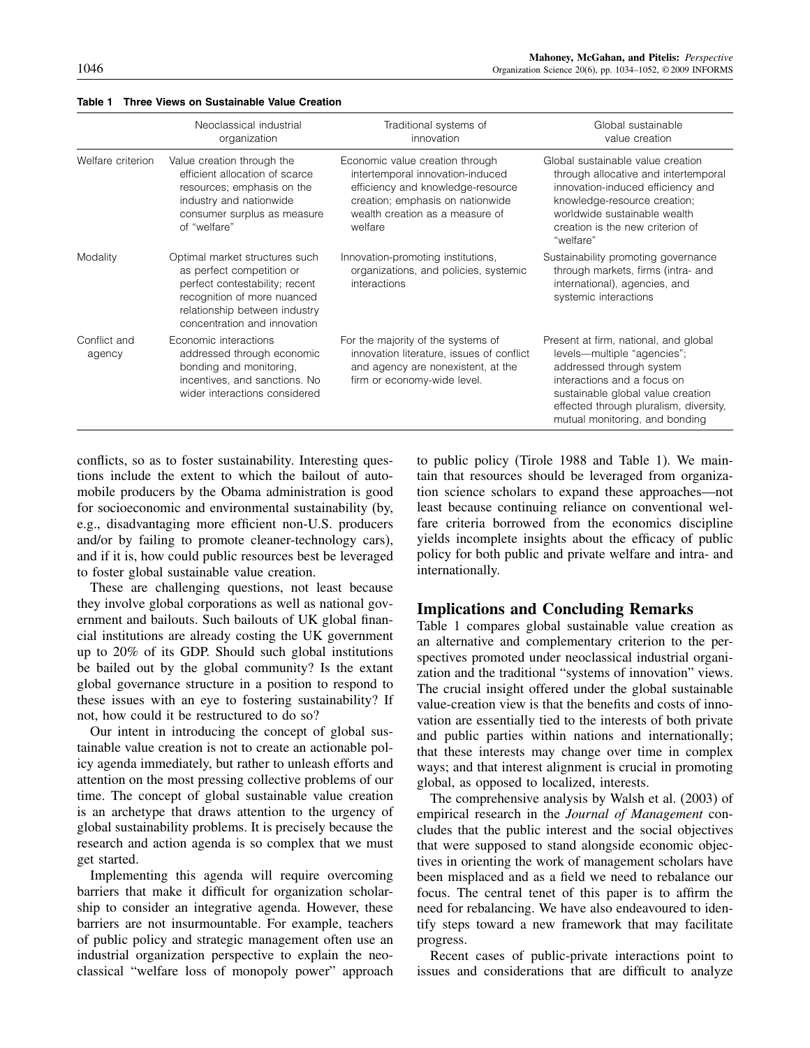**Table 1 Three Views on Sustainable Value Creation**

| | Neoclassical industrial organization | Traditional systems of innovation | Global sustainable value creation |
|---|---|---|---|
| Welfare criterion | Value creation through the efficient allocation of scarce resources; emphasis on the industry and nationwide consumer surplus as measure of "welfare" | Economic value creation through intertemporal innovation-induced efficiency and knowledge-resource creation; emphasis on nationwide wealth creation as a measure of welfare | Global sustainable value creation through allocative and intertemporal innovation-induced efficiency and knowledge-resource creation; worldwide sustainable wealth creation is the new criterion of "welfare" |
| Modality | Optimal market structures such as perfect competition or perfect contestability; recent recognition of more nuanced relationship between industry concentration and innovation | Innovation-promoting institutions, organizations, and policies, systemic interactions | Sustainability promoting governance through markets, firms (intra- and international), agencies, and systemic interactions |
| Conflict and agency | Economic interactions addressed through economic bonding and monitoring, incentives, and sanctions. No wider interactions considered | For the majority of the systems of innovation literature, issues of conflict and agency are nonexistent, at the firm or economy-wide level. | Present at firm, national, and global levels—multiple "agencies"; addressed through system interactions and a focus on sustainable global value creation effected through pluralism, diversity, mutual monitoring, and bonding |

conflicts, so as to foster sustainability. Interesting questions include the extent to which the bailout of automobile producers by the Obama administration is good for socioeconomic and environmental sustainability (by, e.g., disadvantaging more efficient non-U.S. producers and/or by failing to promote cleaner-technology cars), and if it is, how could public resources best be leveraged to foster global sustainable value creation.

These are challenging questions, not least because they involve global corporations as well as national government and bailouts. Such bailouts of UK global financial institutions are already costing the UK government up to 20% of its GDP. Should such global institutions be bailed out by the global community? Is the extant global governance structure in a position to respond to these issues with an eye to fostering sustainability? If not, how could it be restructured to do so?

Our intent in introducing the concept of global sustainable value creation is not to create an actionable policy agenda immediately, but rather to unleash efforts and attention on the most pressing collective problems of our time. The concept of global sustainable value creation is an archetype that draws attention to the urgency of global sustainability problems. It is precisely because the research and action agenda is so complex that we must get started.

Implementing this agenda will require overcoming barriers that make it difficult for organization scholarship to consider an integrative agenda. However, these barriers are not insurmountable. For example, teachers of public policy and strategic management often use an industrial organization perspective to explain the neoclassical "welfare loss of monopoly power" approach to public policy (Tirole 1988 and Table 1). We maintain that resources should be leveraged from organization science scholars to expand these approaches—not least because continuing reliance on conventional welfare criteria borrowed from the economics discipline yields incomplete insights about the efficacy of public policy for both public and private welfare and intra- and internationally.

## Implications and Concluding Remarks

Table 1 compares global sustainable value creation as an alternative and complementary criterion to the perspectives promoted under neoclassical industrial organization and the traditional "systems of innovation" views. The crucial insight offered under the global sustainable value-creation view is that the benefits and costs of innovation are essentially tied to the interests of both private and public parties within nations and internationally; that these interests may change over time in complex ways; and that interest alignment is crucial in promoting global, as opposed to localized, interests.

The comprehensive analysis by Walsh et al. (2003) of empirical research in the *Journal of Management* concludes that the public interest and the social objectives that were supposed to stand alongside economic objectives in orienting the work of management scholars have been misplaced and as a field we need to rebalance our focus. The central tenet of this paper is to affirm the need for rebalancing. We have also endeavoured to identify steps toward a new framework that may facilitate progress.

Recent cases of public-private interactions point to issues and considerations that are difficult to analyze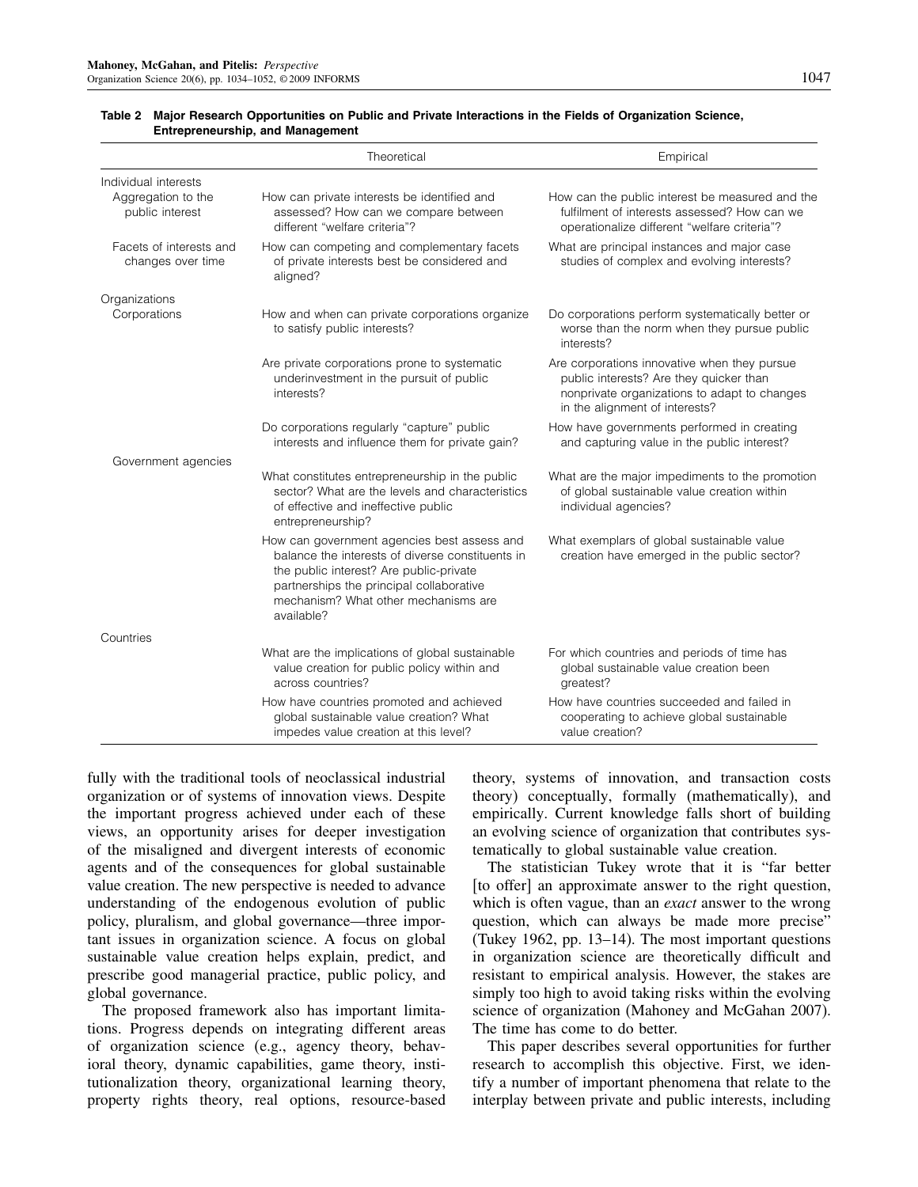**Table 2 Major Research Opportunities on Public and Private Interactions in the Fields of Organization Science, Entrepreneurship, and Management**

| | Theoretical | Empirical |
|---|---|---|
| Individual interests | | |
| Aggregation to the public interest | How can private interests be identified and assessed? How can we compare between different "welfare criteria"? | How can the public interest be measured and the fulfilment of interests assessed? How can we operationalize different "welfare criteria"? |
| Facets of interests and changes over time | How can competing and complementary facets of private interests best be considered and aligned? | What are principal instances and major case studies of complex and evolving interests? |
| Organizations | | |
| Corporations | How and when can private corporations organize to satisfy public interests? | Do corporations perform systematically better or worse than the norm when they pursue public interests? |
| | Are private corporations prone to systematic underinvestment in the pursuit of public interests? | Are corporations innovative when they pursue public interests? Are they quicker than nonprivate organizations to adapt to changes in the alignment of interests? |
| | Do corporations regularly "capture" public interests and influence them for private gain? | How have governments performed in creating and capturing value in the public interest? |
| Government agencies | | |
| | What constitutes entrepreneurship in the public sector? What are the levels and characteristics of effective and ineffective public entrepreneurship? | What are the major impediments to the promotion of global sustainable value creation within individual agencies? |
| | How can government agencies best assess and balance the interests of diverse constituents in the public interest? Are public-private partnerships the principal collaborative mechanism? What other mechanisms are available? | What exemplars of global sustainable value creation have emerged in the public sector? |
| Countries | | |
| | What are the implications of global sustainable value creation for public policy within and across countries? | For which countries and periods of time has global sustainable value creation been greatest? |
| | How have countries promoted and achieved global sustainable value creation? What impedes value creation at this level? | How have countries succeeded and failed in cooperating to achieve global sustainable value creation? |

fully with the traditional tools of neoclassical industrial organization or of systems of innovation views. Despite the important progress achieved under each of these views, an opportunity arises for deeper investigation of the misaligned and divergent interests of economic agents and of the consequences for global sustainable value creation. The new perspective is needed to advance understanding of the endogenous evolution of public policy, pluralism, and global governance—three important issues in organization science. A focus on global sustainable value creation helps explain, predict, and prescribe good managerial practice, public policy, and global governance.

The proposed framework also has important limitations. Progress depends on integrating different areas of organization science (e.g., agency theory, behavioral theory, dynamic capabilities, game theory, institutionalization theory, organizational learning theory, property rights theory, real options, resource-based theory, systems of innovation, and transaction costs theory) conceptually, formally (mathematically), and empirically. Current knowledge falls short of building an evolving science of organization that contributes systematically to global sustainable value creation.

The statistician Tukey wrote that it is "far better [to offer] an approximate answer to the right question, which is often vague, than an *exact* answer to the wrong question, which can always be made more precise" (Tukey 1962, pp. 13–14). The most important questions in organization science are theoretically difficult and resistant to empirical analysis. However, the stakes are simply too high to avoid taking risks within the evolving science of organization (Mahoney and McGahan 2007). The time has come to do better.

This paper describes several opportunities for further research to accomplish this objective. First, we identify a number of important phenomena that relate to the interplay between private and public interests, including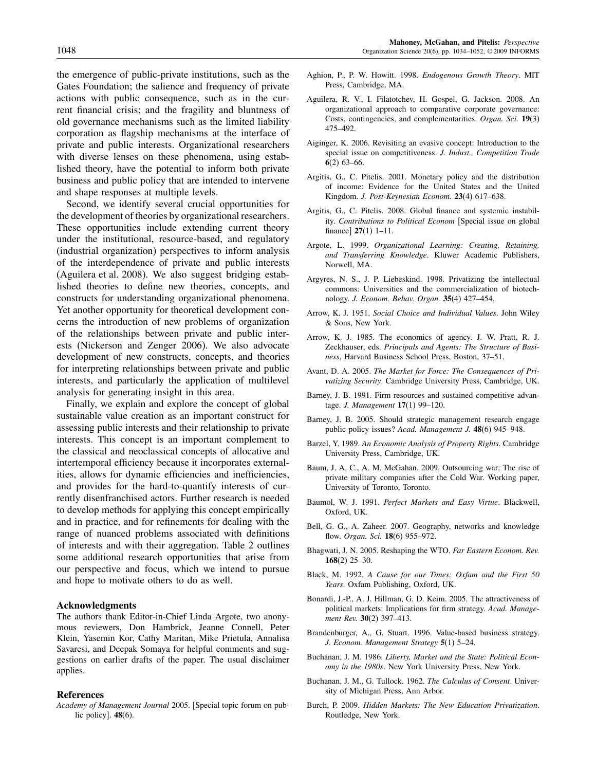the emergence of public-private institutions, such as the Gates Foundation; the salience and frequency of private actions with public consequence, such as in the current financial crisis; and the fragility and bluntness of old governance mechanisms such as the limited liability corporation as flagship mechanisms at the interface of private and public interests. Organizational researchers with diverse lenses on these phenomena, using established theory, have the potential to inform both private business and public policy that are intended to intervene and shape responses at multiple levels.

Second, we identify several crucial opportunities for the development of theories by organizational researchers. These opportunities include extending current theory under the institutional, resource-based, and regulatory (industrial organization) perspectives to inform analysis of the interdependence of private and public interests (Aguilera et al. 2008). We also suggest bridging established theories to define new theories, concepts, and constructs for understanding organizational phenomena. Yet another opportunity for theoretical development concerns the introduction of new problems of organization of the relationships between private and public interests (Nickerson and Zenger 2006). We also advocate development of new constructs, concepts, and theories for interpreting relationships between private and public interests, and particularly the application of multilevel analysis for generating insight in this area.

Finally, we explain and explore the concept of global sustainable value creation as an important construct for assessing public interests and their relationship to private interests. This concept is an important complement to the classical and neoclassical concepts of allocative and intertemporal efficiency because it incorporates externalities, allows for dynamic efficiencies and inefficiencies, and provides for the hard-to-quantify interests of currently disenfranchised actors. Further research is needed to develop methods for applying this concept empirically and in practice, and for refinements for dealing with the range of nuanced problems associated with definitions of interests and with their aggregation. Table 2 outlines some additional research opportunities that arise from our perspective and focus, which we intend to pursue and hope to motivate others to do as well.

## Acknowledgments

The authors thank Editor-in-Chief Linda Argote, two anonymous reviewers, Don Hambrick, Jeanne Connell, Peter Klein, Yasemin Kor, Cathy Maritan, Mike Prietula, Annalisa Savaresi, and Deepak Somaya for helpful comments and suggestions on earlier drafts of the paper. The usual disclaimer applies.

## References

*Academy of Management Journal* 2005. [Special topic forum on public policy]. **48**(6).

Aghion, P., P. W. Howitt. 1998. *Endogenous Growth Theory*. MIT Press, Cambridge, MA.

Aguilera, R. V., I. Filatotchev, H. Gospel, G. Jackson. 2008. An organizational approach to comparative corporate governance: Costs, contingencies, and complementarities. *Organ. Sci.* **19**(3) 475–492.

Aiginger, K. 2006. Revisiting an evasive concept: Introduction to the special issue on competitiveness. *J. Indust., Competition Trade* **6**(2) 63–66.

Argitis, G., C. Pitelis. 2001. Monetary policy and the distribution of income: Evidence for the United States and the United Kingdom. *J. Post-Keynesian Econom.* **23**(4) 617–638.

Argitis, G., C. Pitelis. 2008. Global finance and systemic instability. *Contributions to Political Econom* [Special issue on global finance] **27**(1) 1–11.

Argote, L. 1999. *Organizational Learning: Creating, Retaining, and Transferring Knowledge*. Kluwer Academic Publishers, Norwell, MA.

Argyres, N. S., J. P. Liebeskind. 1998. Privatizing the intellectual commons: Universities and the commercialization of biotechnology. *J. Econom. Behav. Organ.* **35**(4) 427–454.

Arrow, K. J. 1951. *Social Choice and Individual Values*. John Wiley & Sons, New York.

Arrow, K. J. 1985. The economics of agency. J. W. Pratt, R. J. Zeckhauser, eds. *Principals and Agents: The Structure of Business*, Harvard Business School Press, Boston, 37–51.

Avant, D. A. 2005. *The Market for Force: The Consequences of Privatizing Security*. Cambridge University Press, Cambridge, UK.

Barney, J. B. 1991. Firm resources and sustained competitive advantage. *J. Management* **17**(1) 99–120.

Barney, J. B. 2005. Should strategic management research engage public policy issues? *Acad. Management J.* **48**(6) 945–948.

Barzel, Y. 1989. *An Economic Analysis of Property Rights*. Cambridge University Press, Cambridge, UK.

Baum, J. A. C., A. M. McGahan. 2009. Outsourcing war: The rise of private military companies after the Cold War. Working paper, University of Toronto, Toronto.

Baumol, W. J. 1991. *Perfect Markets and Easy Virtue*. Blackwell, Oxford, UK.

Bell, G. G., A. Zaheer. 2007. Geography, networks and knowledge flow. *Organ. Sci.* **18**(6) 955–972.

Bhagwati, J. N. 2005. Reshaping the WTO. *Far Eastern Econom. Rev.* **168**(2) 25–30.

Black, M. 1992. *A Cause for our Times: Oxfam and the First 50 Years*. Oxfam Publishing, Oxford, UK.

Bonardi, J.-P., A. J. Hillman, G. D. Keim. 2005. The attractiveness of political markets: Implications for firm strategy. *Acad. Management Rev.* **30**(2) 397–413.

Brandenburger, A., G. Stuart. 1996. Value-based business strategy. *J. Econom. Management Strategy* **5**(1) 5–24.

Buchanan, J. M. 1986. *Liberty, Market and the State: Political Economy in the 1980s*. New York University Press, New York.

Buchanan, J. M., G. Tullock. 1962. *The Calculus of Consent*. University of Michigan Press, Ann Arbor.

Burch, P. 2009. *Hidden Markets: The New Education Privatization*. Routledge, New York.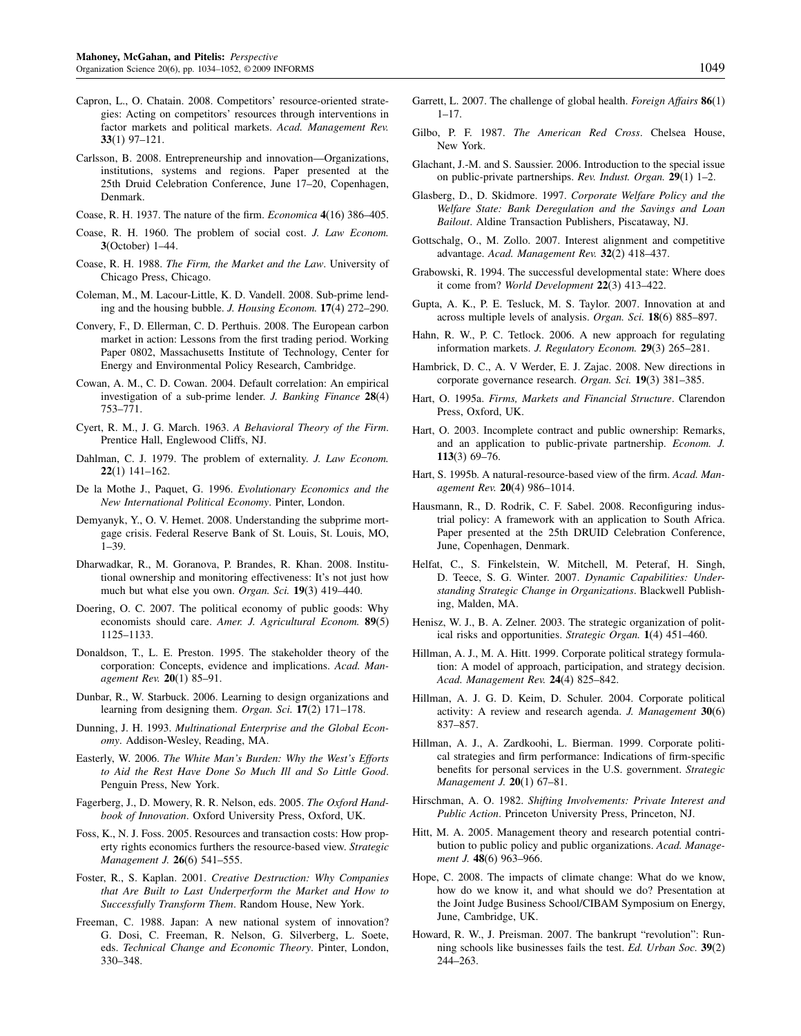Capron, L., O. Chatain. 2008. Competitors' resource-oriented strategies: Acting on competitors' resources through interventions in factor markets and political markets. *Acad. Management Rev.* **33**(1) 97–121.

Carlsson, B. 2008. Entrepreneurship and innovation—Organizations, institutions, systems and regions. Paper presented at the 25th Druid Celebration Conference, June 17–20, Copenhagen, Denmark.

Coase, R. H. 1937. The nature of the firm. *Economica* **4**(16) 386–405.

Coase, R. H. 1960. The problem of social cost. *J. Law Econom.* **3**(October) 1–44.

Coase, R. H. 1988. *The Firm, the Market and the Law*. University of Chicago Press, Chicago.

Coleman, M., M. Lacour-Little, K. D. Vandell. 2008. Sub-prime lending and the housing bubble. *J. Housing Econom.* **17**(4) 272–290.

Convery, F., D. Ellerman, C. D. Perthuis. 2008. The European carbon market in action: Lessons from the first trading period. Working Paper 0802, Massachusetts Institute of Technology, Center for Energy and Environmental Policy Research, Cambridge.

Cowan, A. M., C. D. Cowan. 2004. Default correlation: An empirical investigation of a sub-prime lender. *J. Banking Finance* **28**(4) 753–771.

Cyert, R. M., J. G. March. 1963. *A Behavioral Theory of the Firm*. Prentice Hall, Englewood Cliffs, NJ.

Dahlman, C. J. 1979. The problem of externality. *J. Law Econom.* **22**(1) 141–162.

De la Mothe J., Paquet, G. 1996. *Evolutionary Economics and the New International Political Economy*. Pinter, London.

Demyanyk, Y., O. V. Hemet. 2008. Understanding the subprime mortgage crisis. Federal Reserve Bank of St. Louis, St. Louis, MO, 1–39.

Dharwadkar, R., M. Goranova, P. Brandes, R. Khan. 2008. Institutional ownership and monitoring effectiveness: It's not just how much but what else you own. *Organ. Sci.* **19**(3) 419–440.

Doering, O. C. 2007. The political economy of public goods: Why economists should care. *Amer. J. Agricultural Econom.* **89**(5) 1125–1133.

Donaldson, T., L. E. Preston. 1995. The stakeholder theory of the corporation: Concepts, evidence and implications. *Acad. Management Rev.* **20**(1) 85–91.

Dunbar, R., W. Starbuck. 2006. Learning to design organizations and learning from designing them. *Organ. Sci.* **17**(2) 171–178.

Dunning, J. H. 1993. *Multinational Enterprise and the Global Economy*. Addison-Wesley, Reading, MA.

Easterly, W. 2006. *The White Man's Burden: Why the West's Efforts to Aid the Rest Have Done So Much Ill and So Little Good*. Penguin Press, New York.

Fagerberg, J., D. Mowery, R. R. Nelson, eds. 2005. *The Oxford Handbook of Innovation*. Oxford University Press, Oxford, UK.

Foss, K., N. J. Foss. 2005. Resources and transaction costs: How property rights economics furthers the resource-based view. *Strategic Management J.* **26**(6) 541–555.

Foster, R., S. Kaplan. 2001. *Creative Destruction: Why Companies that Are Built to Last Underperform the Market and How to Successfully Transform Them*. Random House, New York.

Freeman, C. 1988. Japan: A new national system of innovation? G. Dosi, C. Freeman, R. Nelson, G. Silverberg, L. Soete, eds. *Technical Change and Economic Theory*. Pinter, London, 330–348.

Garrett, L. 2007. The challenge of global health. *Foreign Affairs* **86**(1) 1–17.

Gilbo, P. F. 1987. *The American Red Cross*. Chelsea House, New York.

Glachant, J.-M. and S. Saussier. 2006. Introduction to the special issue on public-private partnerships. *Rev. Indust. Organ.* **29**(1) 1–2.

Glasberg, D., D. Skidmore. 1997. *Corporate Welfare Policy and the Welfare State: Bank Deregulation and the Savings and Loan Bailout*. Aldine Transaction Publishers, Piscataway, NJ.

Gottschalg, O., M. Zollo. 2007. Interest alignment and competitive advantage. *Acad. Management Rev.* **32**(2) 418–437.

Grabowski, R. 1994. The successful developmental state: Where does it come from? *World Development* **22**(3) 413–422.

Gupta, A. K., P. E. Tesluck, M. S. Taylor. 2007. Innovation at and across multiple levels of analysis. *Organ. Sci.* **18**(6) 885–897.

Hahn, R. W., P. C. Tetlock. 2006. A new approach for regulating information markets. *J. Regulatory Econom.* **29**(3) 265–281.

Hambrick, D. C., A. V Werder, E. J. Zajac. 2008. New directions in corporate governance research. *Organ. Sci.* **19**(3) 381–385.

Hart, O. 1995a. *Firms, Markets and Financial Structure*. Clarendon Press, Oxford, UK.

Hart, O. 2003. Incomplete contract and public ownership: Remarks, and an application to public-private partnership. *Econom. J.* **113**(3) 69–76.

Hart, S. 1995b. A natural-resource-based view of the firm. *Acad. Management Rev.* **20**(4) 986–1014.

Hausmann, R., D. Rodrik, C. F. Sabel. 2008. Reconfiguring industrial policy: A framework with an application to South Africa. Paper presented at the 25th DRUID Celebration Conference, June, Copenhagen, Denmark.

Helfat, C., S. Finkelstein, W. Mitchell, M. Peteraf, H. Singh, D. Teece, S. G. Winter. 2007. *Dynamic Capabilities: Understanding Strategic Change in Organizations*. Blackwell Publishing, Malden, MA.

Henisz, W. J., B. A. Zelner. 2003. The strategic organization of political risks and opportunities. *Strategic Organ.* **1**(4) 451–460.

Hillman, A. J., M. A. Hitt. 1999. Corporate political strategy formulation: A model of approach, participation, and strategy decision. *Acad. Management Rev.* **24**(4) 825–842.

Hillman, A. J. G. D. Keim, D. Schuler. 2004. Corporate political activity: A review and research agenda. *J. Management* **30**(6) 837–857.

Hillman, A. J., A. Zardkoohi, L. Bierman. 1999. Corporate political strategies and firm performance: Indications of firm-specific benefits for personal services in the U.S. government. *Strategic Management J.* **20**(1) 67–81.

Hirschman, A. O. 1982. *Shifting Involvements: Private Interest and Public Action*. Princeton University Press, Princeton, NJ.

Hitt, M. A. 2005. Management theory and research potential contribution to public policy and public organizations. *Acad. Management J.* **48**(6) 963–966.

Hope, C. 2008. The impacts of climate change: What do we know, how do we know it, and what should we do? Presentation at the Joint Judge Business School/CIBAM Symposium on Energy, June, Cambridge, UK.

Howard, R. W., J. Preisman. 2007. The bankrupt "revolution": Running schools like businesses fails the test. *Ed. Urban Soc.* **39**(2) 244–263.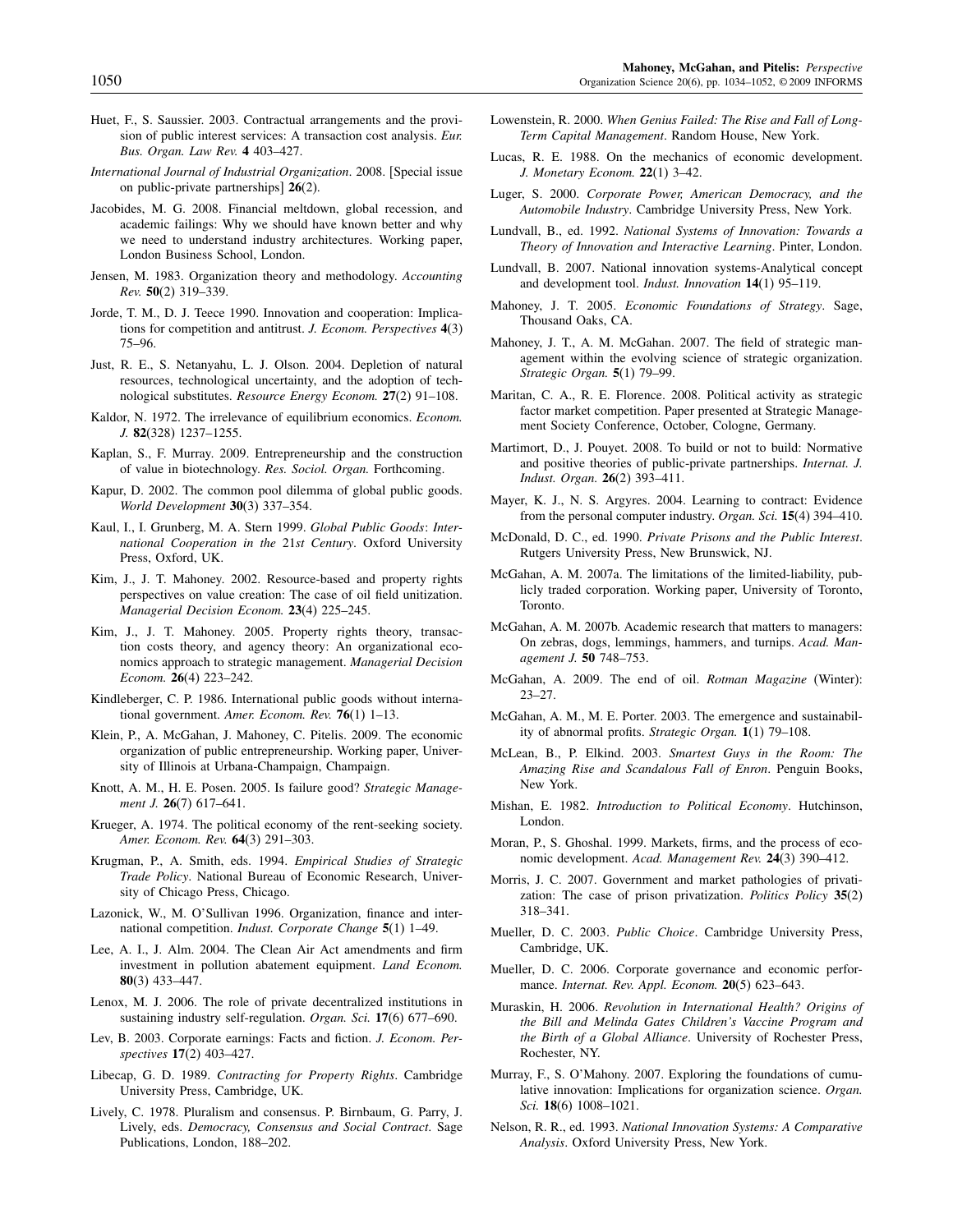Huet, F., S. Saussier. 2003. Contractual arrangements and the provision of public interest services: A transaction cost analysis. *Eur. Bus. Organ. Law Rev.* **4** 403–427.

*International Journal of Industrial Organization*. 2008. [Special issue on public-private partnerships] **26**(2).

Jacobides, M. G. 2008. Financial meltdown, global recession, and academic failings: Why we should have known better and why we need to understand industry architectures. Working paper, London Business School, London.

Jensen, M. 1983. Organization theory and methodology. *Accounting Rev.* **50**(2) 319–339.

Jorde, T. M., D. J. Teece 1990. Innovation and cooperation: Implications for competition and antitrust. *J. Econom. Perspectives* **4**(3) 75–96.

Just, R. E., S. Netanyahu, L. J. Olson. 2004. Depletion of natural resources, technological uncertainty, and the adoption of technological substitutes. *Resource Energy Econom.* **27**(2) 91–108.

Kaldor, N. 1972. The irrelevance of equilibrium economics. *Econom. J.* **82**(328) 1237–1255.

Kaplan, S., F. Murray. 2009. Entrepreneurship and the construction of value in biotechnology. *Res. Sociol. Organ.* Forthcoming.

Kapur, D. 2002. The common pool dilemma of global public goods. *World Development* **30**(3) 337–354.

Kaul, I., I. Grunberg, M. A. Stern 1999. *Global Public Goods*: *International Cooperation in the* 21*st Century*. Oxford University Press, Oxford, UK.

Kim, J., J. T. Mahoney. 2002. Resource-based and property rights perspectives on value creation: The case of oil field unitization. *Managerial Decision Econom.* **23**(4) 225–245.

Kim, J., J. T. Mahoney. 2005. Property rights theory, transaction costs theory, and agency theory: An organizational economics approach to strategic management. *Managerial Decision Econom.* **26**(4) 223–242.

Kindleberger, C. P. 1986. International public goods without international government. *Amer. Econom. Rev.* **76**(1) 1–13.

Klein, P., A. McGahan, J. Mahoney, C. Pitelis. 2009. The economic organization of public entrepreneurship. Working paper, University of Illinois at Urbana-Champaign, Champaign.

Knott, A. M., H. E. Posen. 2005. Is failure good? *Strategic Management J.* **26**(7) 617–641.

Krueger, A. 1974. The political economy of the rent-seeking society. *Amer. Econom. Rev.* **64**(3) 291–303.

Krugman, P., A. Smith, eds. 1994. *Empirical Studies of Strategic Trade Policy*. National Bureau of Economic Research, University of Chicago Press, Chicago.

Lazonick, W., M. O'Sullivan 1996. Organization, finance and international competition. *Indust. Corporate Change* **5**(1) 1–49.

Lee, A. I., J. Alm. 2004. The Clean Air Act amendments and firm investment in pollution abatement equipment. *Land Econom.* **80**(3) 433–447.

Lenox, M. J. 2006. The role of private decentralized institutions in sustaining industry self-regulation. *Organ. Sci.* **17**(6) 677–690.

Lev, B. 2003. Corporate earnings: Facts and fiction. *J. Econom. Perspectives* **17**(2) 403–427.

Libecap, G. D. 1989. *Contracting for Property Rights*. Cambridge University Press, Cambridge, UK.

Lively, C. 1978. Pluralism and consensus. P. Birnbaum, G. Parry, J. Lively, eds. *Democracy, Consensus and Social Contract*. Sage Publications, London, 188–202.

Lowenstein, R. 2000. *When Genius Failed: The Rise and Fall of Long-Term Capital Management*. Random House, New York.

Lucas, R. E. 1988. On the mechanics of economic development. *J. Monetary Econom.* **22**(1) 3–42.

Luger, S. 2000. *Corporate Power, American Democracy, and the Automobile Industry*. Cambridge University Press, New York.

Lundvall, B., ed. 1992. *National Systems of Innovation: Towards a Theory of Innovation and Interactive Learning*. Pinter, London.

Lundvall, B. 2007. National innovation systems-Analytical concept and development tool. *Indust. Innovation* **14**(1) 95–119.

Mahoney, J. T. 2005. *Economic Foundations of Strategy*. Sage, Thousand Oaks, CA.

Mahoney, J. T., A. M. McGahan. 2007. The field of strategic management within the evolving science of strategic organization. *Strategic Organ.* **5**(1) 79–99.

Maritan, C. A., R. E. Florence. 2008. Political activity as strategic factor market competition. Paper presented at Strategic Management Society Conference, October, Cologne, Germany.

Martimort, D., J. Pouyet. 2008. To build or not to build: Normative and positive theories of public-private partnerships. *Internat. J. Indust. Organ.* **26**(2) 393–411.

Mayer, K. J., N. S. Argyres. 2004. Learning to contract: Evidence from the personal computer industry. *Organ. Sci.* **15**(4) 394–410.

McDonald, D. C., ed. 1990. *Private Prisons and the Public Interest*. Rutgers University Press, New Brunswick, NJ.

McGahan, A. M. 2007a. The limitations of the limited-liability, publicly traded corporation. Working paper, University of Toronto, Toronto.

McGahan, A. M. 2007b. Academic research that matters to managers: On zebras, dogs, lemmings, hammers, and turnips. *Acad. Management J.* **50** 748–753.

McGahan, A. 2009. The end of oil. *Rotman Magazine* (Winter): 23–27.

McGahan, A. M., M. E. Porter. 2003. The emergence and sustainability of abnormal profits. *Strategic Organ.* **1**(1) 79–108.

McLean, B., P. Elkind. 2003. *Smartest Guys in the Room: The Amazing Rise and Scandalous Fall of Enron*. Penguin Books, New York.

Mishan, E. 1982. *Introduction to Political Economy*. Hutchinson, London.

Moran, P., S. Ghoshal. 1999. Markets, firms, and the process of economic development. *Acad. Management Rev.* **24**(3) 390–412.

Morris, J. C. 2007. Government and market pathologies of privatization: The case of prison privatization. *Politics Policy* **35**(2) 318–341.

Mueller, D. C. 2003. *Public Choice*. Cambridge University Press, Cambridge, UK.

Mueller, D. C. 2006. Corporate governance and economic performance. *Internat. Rev. Appl. Econom.* **20**(5) 623–643.

Muraskin, H. 2006. *Revolution in International Health? Origins of the Bill and Melinda Gates Children's Vaccine Program and the Birth of a Global Alliance*. University of Rochester Press, Rochester, NY.

Murray, F., S. O'Mahony. 2007. Exploring the foundations of cumulative innovation: Implications for organization science. *Organ. Sci.* **18**(6) 1008–1021.

Nelson, R. R., ed. 1993. *National Innovation Systems: A Comparative Analysis*. Oxford University Press, New York.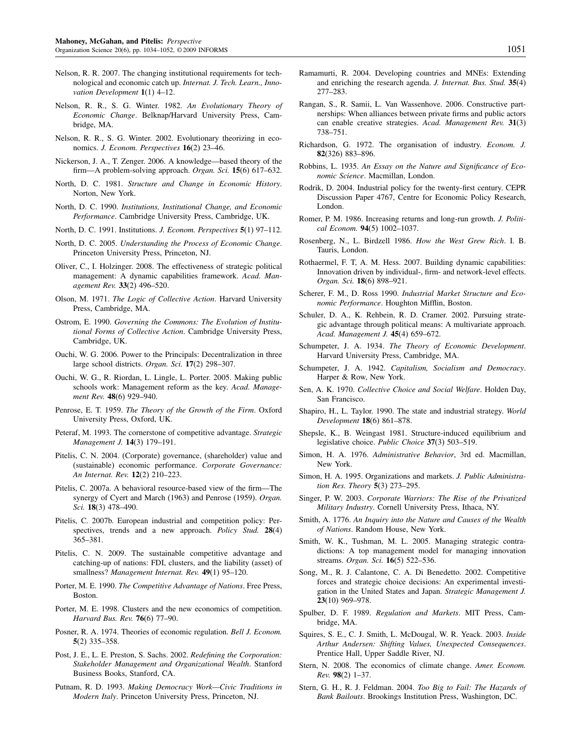Nelson, R. R. 2007. The changing institutional requirements for technological and economic catch up. *Internat. J. Tech. Learn., Innovation Development* **1**(1) 4–12.

Nelson, R. R., S. G. Winter. 1982. *An Evolutionary Theory of Economic Change*. Belknap/Harvard University Press, Cambridge, MA.

Nelson, R. R., S. G. Winter. 2002. Evolutionary theorizing in economics. *J. Econom. Perspectives* **16**(2) 23–46.

Nickerson, J. A., T. Zenger. 2006. A knowledge—based theory of the firm—A problem-solving approach. *Organ. Sci.* **15**(6) 617–632.

North, D. C. 1981. *Structure and Change in Economic History*. Norton, New York.

North, D. C. 1990. *Institutions, Institutional Change, and Economic Performance*. Cambridge University Press, Cambridge, UK.

North, D. C. 1991. Institutions. *J. Econom. Perspectives* **5**(1) 97–112.

North, D. C. 2005. *Understanding the Process of Economic Change*. Princeton University Press, Princeton, NJ.

Oliver, C., I. Holzinger. 2008. The effectiveness of strategic political management: A dynamic capabilities framework. *Acad. Management Rev.* **33**(2) 496–520.

Olson, M. 1971. *The Logic of Collective Action*. Harvard University Press, Cambridge, MA.

Ostrom, E. 1990. *Governing the Commons: The Evolution of Institutional Forms of Collective Action*. Cambridge University Press, Cambridge, UK.

Ouchi, W. G. 2006. Power to the Principals: Decentralization in three large school districts. *Organ. Sci.* **17**(2) 298–307.

Ouchi, W. G., R. Riordan, L. Lingle, L. Porter. 2005. Making public schools work: Management reform as the key. *Acad. Management Rev.* **48**(6) 929–940.

Penrose, E. T. 1959. *The Theory of the Growth of the Firm*. Oxford University Press, Oxford, UK.

Peteraf, M. 1993. The cornerstone of competitive advantage. *Strategic Management J.* **14**(3) 179–191.

Pitelis, C. N. 2004. (Corporate) governance, (shareholder) value and (sustainable) economic performance. *Corporate Governance: An Internat. Rev.* **12**(2) 210–223.

Pitelis, C. 2007a. A behavioral resource-based view of the firm—The synergy of Cyert and March (1963) and Penrose (1959). *Organ. Sci.* **18**(3) 478–490.

Pitelis, C. 2007b. European industrial and competition policy: Perspectives, trends and a new approach. *Policy Stud.* **28**(4) 365–381.

Pitelis, C. N. 2009. The sustainable competitive advantage and catching-up of nations: FDI, clusters, and the liability (asset) of smallness? *Management Internat. Rev.* **49**(1) 95–120.

Porter, M. E. 1990. *The Competitive Advantage of Nations*. Free Press, Boston.

Porter, M. E. 1998. Clusters and the new economics of competition. *Harvard Bus. Rev.* **76**(6) 77–90.

Posner, R. A. 1974. Theories of economic regulation. *Bell J. Econom.* **5**(2) 335–358.

Post, J. E., L. E. Preston, S. Sachs. 2002. *Redefining the Corporation: Stakeholder Management and Organizational Wealth*. Stanford Business Books, Stanford, CA.

Putnam, R. D. 1993. *Making Democracy Work—Civic Traditions in Modern Italy*. Princeton University Press, Princeton, NJ.

Ramamurti, R. 2004. Developing countries and MNEs: Extending and enriching the research agenda. *J. Internat. Bus. Stud.* **35**(4) 277–283.

Rangan, S., R. Samii, L. Van Wassenhove. 2006. Constructive partnerships: When alliances between private firms and public actors can enable creative strategies. *Acad. Management Rev.* **31**(3) 738–751.

Richardson, G. 1972. The organisation of industry. *Econom. J.* **82**(326) 883–896.

Robbins, L. 1935. *An Essay on the Nature and Significance of Economic Science*. Macmillan, London.

Rodrik, D. 2004. Industrial policy for the twenty-first century. CEPR Discussion Paper 4767, Centre for Economic Policy Research, London.

Romer, P. M. 1986. Increasing returns and long-run growth. *J. Political Econom.* **94**(5) 1002–1037.

Rosenberg, N., L. Birdzell 1986. *How the West Grew Rich*. I. B. Tauris, London.

Rothaermel, F. T, A. M. Hess. 2007. Building dynamic capabilities: Innovation driven by individual-, firm- and network-level effects. *Organ. Sci.* **18**(6) 898–921.

Scherer, F. M., D. Ross 1990. *Industrial Market Structure and Economic Performance*. Houghton Mifflin, Boston.

Schuler, D. A., K. Rehbein, R. D. Cramer. 2002. Pursuing strategic advantage through political means: A multivariate approach. *Acad. Management J.* **45**(4) 659–672.

Schumpeter, J. A. 1934. *The Theory of Economic Development*. Harvard University Press, Cambridge, MA.

Schumpeter, J. A. 1942. *Capitalism, Socialism and Democracy*. Harper & Row, New York.

Sen, A. K. 1970. *Collective Choice and Social Welfare*. Holden Day, San Francisco.

Shapiro, H., L. Taylor. 1990. The state and industrial strategy. *World Development* **18**(6) 861–878.

Shepsle, K., B. Weingast 1981. Structure-induced equilibrium and legislative choice. *Public Choice* **37**(3) 503–519.

Simon, H. A. 1976. *Administrative Behavior*, 3rd ed. Macmillan, New York.

Simon, H. A. 1995. Organizations and markets. *J. Public Administration Res. Theory* **5**(3) 273–295.

Singer, P. W. 2003. *Corporate Warriors: The Rise of the Privatized Military Industry*. Cornell University Press, Ithaca, NY.

Smith, A. 1776. *An Inquiry into the Nature and Causes of the Wealth of Nations*. Random House, New York.

Smith, W. K., Tushman, M. L. 2005. Managing strategic contradictions: A top management model for managing innovation streams. *Organ. Sci.* **16**(5) 522–536.

Song, M., R. J. Calantone, C. A. Di Benedetto. 2002. Competitive forces and strategic choice decisions: An experimental investigation in the United States and Japan. *Strategic Management J.* **23**(10) 969–978.

Spulber, D. F. 1989. *Regulation and Markets*. MIT Press, Cambridge, MA.

Squires, S. E., C. J. Smith, L. McDougal, W. R. Yeack. 2003. *Inside Arthur Andersen: Shifting Values, Unexpected Consequences*. Prentice Hall, Upper Saddle River, NJ.

Stern, N. 2008. The economics of climate change. *Amer. Econom. Rev.* **98**(2) 1–37.

Stern, G. H., R. J. Feldman. 2004. *Too Big to Fail: The Hazards of Bank Bailouts*. Brookings Institution Press, Washington, DC.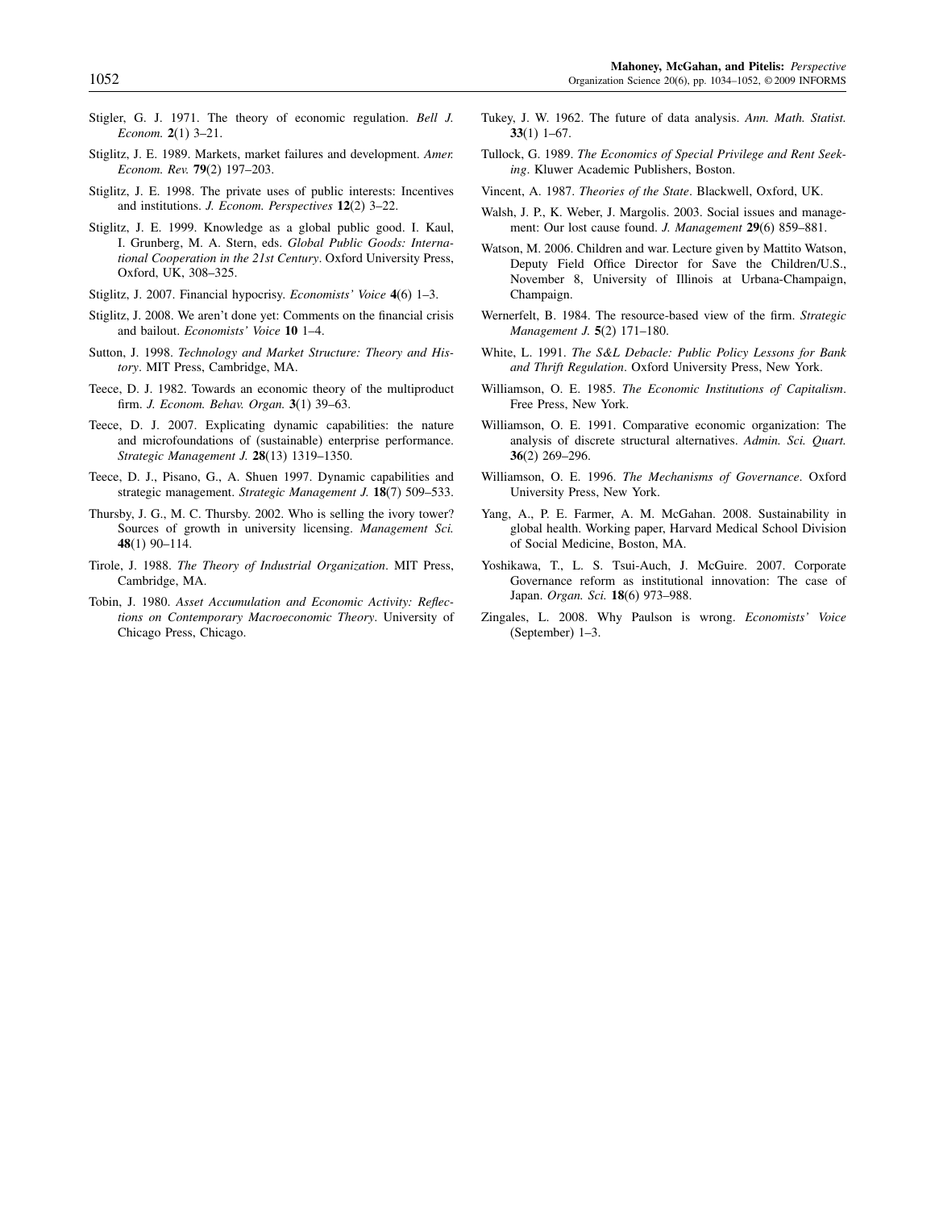Stigler, G. J. 1971. The theory of economic regulation. *Bell J. Econom.* **2**(1) 3–21.

Stiglitz, J. E. 1989. Markets, market failures and development. *Amer. Econom. Rev.* **79**(2) 197–203.

Stiglitz, J. E. 1998. The private uses of public interests: Incentives and institutions. *J. Econom. Perspectives* **12**(2) 3–22.

Stiglitz, J. E. 1999. Knowledge as a global public good. I. Kaul, I. Grunberg, M. A. Stern, eds. *Global Public Goods: International Cooperation in the 21st Century*. Oxford University Press, Oxford, UK, 308–325.

Stiglitz, J. 2007. Financial hypocrisy. *Economists' Voice* **4**(6) 1–3.

Stiglitz, J. 2008. We aren't done yet: Comments on the financial crisis and bailout. *Economists' Voice* **10** 1–4.

Sutton, J. 1998. *Technology and Market Structure: Theory and History*. MIT Press, Cambridge, MA.

Teece, D. J. 1982. Towards an economic theory of the multiproduct firm. *J. Econom. Behav. Organ.* **3**(1) 39–63.

Teece, D. J. 2007. Explicating dynamic capabilities: the nature and microfoundations of (sustainable) enterprise performance. *Strategic Management J.* **28**(13) 1319–1350.

Teece, D. J., Pisano, G., A. Shuen 1997. Dynamic capabilities and strategic management. *Strategic Management J.* **18**(7) 509–533.

Thursby, J. G., M. C. Thursby. 2002. Who is selling the ivory tower? Sources of growth in university licensing. *Management Sci.* **48**(1) 90–114.

Tirole, J. 1988. *The Theory of Industrial Organization*. MIT Press, Cambridge, MA.

Tobin, J. 1980. *Asset Accumulation and Economic Activity: Reflections on Contemporary Macroeconomic Theory*. University of Chicago Press, Chicago.

Tukey, J. W. 1962. The future of data analysis. *Ann. Math. Statist.* **33**(1) 1–67.

Tullock, G. 1989. *The Economics of Special Privilege and Rent Seeking*. Kluwer Academic Publishers, Boston.

Vincent, A. 1987. *Theories of the State*. Blackwell, Oxford, UK.

Walsh, J. P., K. Weber, J. Margolis. 2003. Social issues and management: Our lost cause found. *J. Management* **29**(6) 859–881.

Watson, M. 2006. Children and war. Lecture given by Mattito Watson, Deputy Field Office Director for Save the Children/U.S., November 8, University of Illinois at Urbana-Champaign, Champaign.

Wernerfelt, B. 1984. The resource-based view of the firm. *Strategic Management J.* **5**(2) 171–180.

White, L. 1991. *The S&L Debacle: Public Policy Lessons for Bank and Thrift Regulation*. Oxford University Press, New York.

Williamson, O. E. 1985. *The Economic Institutions of Capitalism*. Free Press, New York.

Williamson, O. E. 1991. Comparative economic organization: The analysis of discrete structural alternatives. *Admin. Sci. Quart.* **36**(2) 269–296.

Williamson, O. E. 1996. *The Mechanisms of Governance*. Oxford University Press, New York.

Yang, A., P. E. Farmer, A. M. McGahan. 2008. Sustainability in global health. Working paper, Harvard Medical School Division of Social Medicine, Boston, MA.

Yoshikawa, T., L. S. Tsui-Auch, J. McGuire. 2007. Corporate Governance reform as institutional innovation: The case of Japan. *Organ. Sci.* **18**(6) 973–988.

Zingales, L. 2008. Why Paulson is wrong. *Economists' Voice* (September) 1–3.